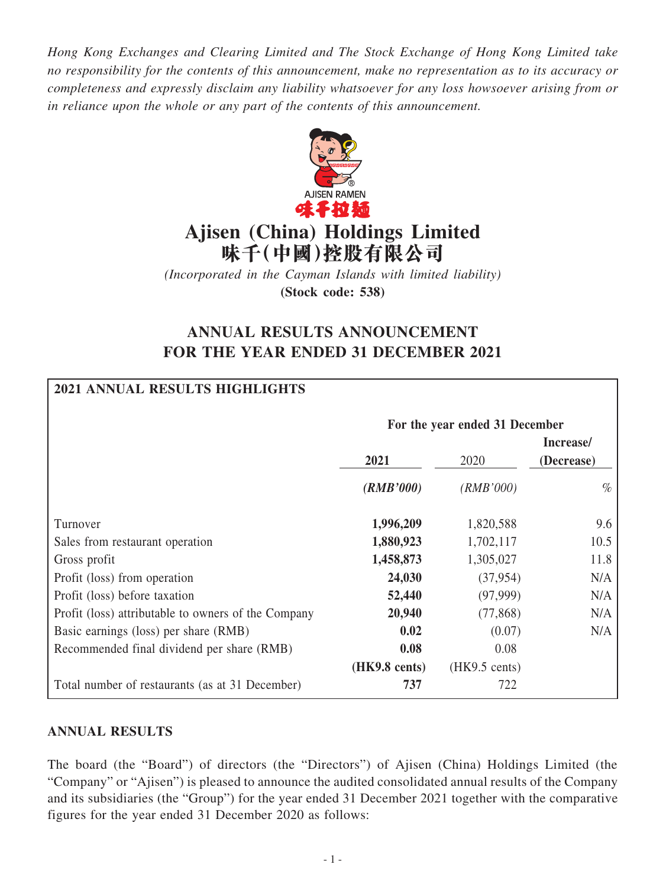*Hong Kong Exchanges and Clearing Limited and The Stock Exchange of Hong Kong Limited take no responsibility for the contents of this announcement, make no representation as to its accuracy or completeness and expressly disclaim any liability whatsoever for any loss howsoever arising from or in reliance upon the whole or any part of the contents of this announcement.*

AJISEN RAMEN
味千拉麵

# Ajisen (China) Holdings Limited
# 味千(中國)控股有限公司

*(Incorporated in the Cayman Islands with limited liability)*
**(Stock code: 538)**

## ANNUAL RESULTS ANNOUNCEMENT FOR THE YEAR ENDED 31 DECEMBER 2021

**2021 ANNUAL RESULTS HIGHLIGHTS**

| | For the year ended 31 December | | |
|---|---|---|---|
| | **2021** | 2020 | **Increase/ (Decrease)** |
| | ***(RMB'000)*** | *(RMB'000)* | *%* |
| Turnover | **1,996,209** | 1,820,588 | 9.6 |
| Sales from restaurant operation | **1,880,923** | 1,702,117 | 10.5 |
| Gross profit | **1,458,873** | 1,305,027 | 11.8 |
| Profit (loss) from operation | **24,030** | (37,954) | N/A |
| Profit (loss) before taxation | **52,440** | (97,999) | N/A |
| Profit (loss) attributable to owners of the Company | **20,940** | (77,868) | N/A |
| Basic earnings (loss) per share (RMB) | **0.02** | (0.07) | N/A |
| Recommended final dividend per share (RMB) | **0.08** | 0.08 | |
| | **(HK9.8 cents)** | (HK9.5 cents) | |
| Total number of restaurants (as at 31 December) | **737** | 722 | |

## ANNUAL RESULTS

The board (the "Board") of directors (the "Directors") of Ajisen (China) Holdings Limited (the "Company" or "Ajisen") is pleased to announce the audited consolidated annual results of the Company and its subsidiaries (the "Group") for the year ended 31 December 2021 together with the comparative figures for the year ended 31 December 2020 as follows: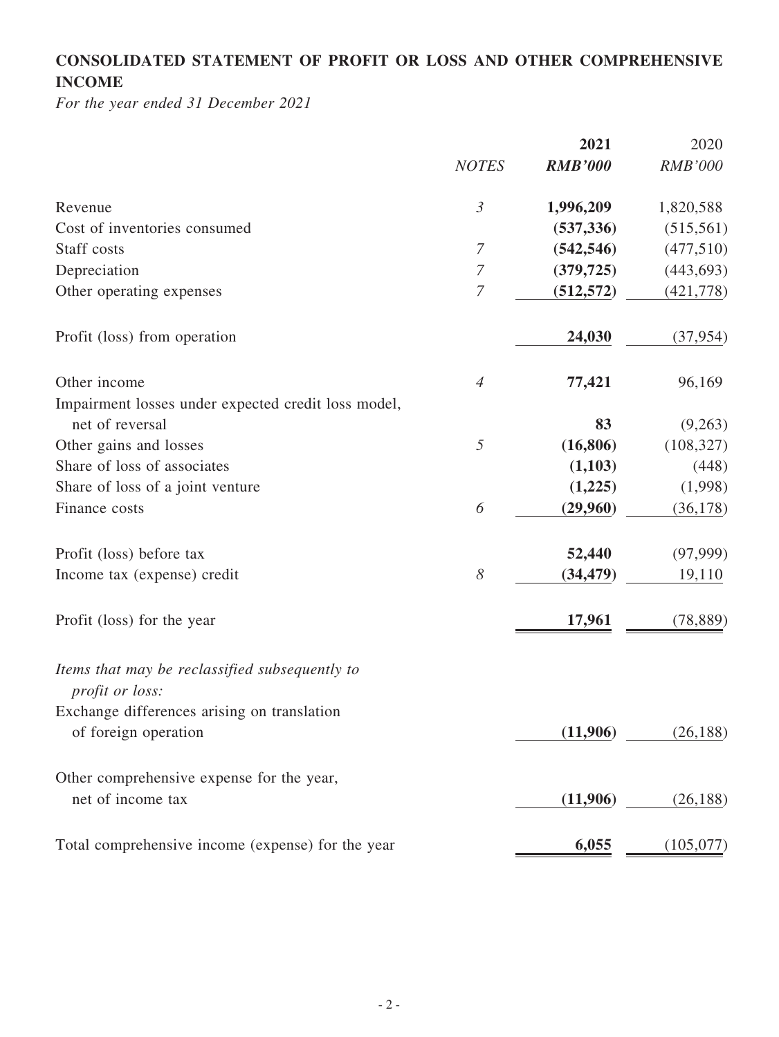# CONSOLIDATED STATEMENT OF PROFIT OR LOSS AND OTHER COMPREHENSIVE INCOME

*For the year ended 31 December 2021*

| | *NOTES* | **2021** | 2020 |
|---|---|---|---|
| | | ***RMB'000*** | *RMB'000* |
| Revenue | *3* | **1,996,209** | 1,820,588 |
| Cost of inventories consumed | | **(537,336)** | (515,561) |
| Staff costs | *7* | **(542,546)** | (477,510) |
| Depreciation | *7* | **(379,725)** | (443,693) |
| Other operating expenses | *7* | **(512,572)** | (421,778) |
| Profit (loss) from operation | | **24,030** | (37,954) |
| Other income | *4* | **77,421** | 96,169 |
| Impairment losses under expected credit loss model, net of reversal | | **83** | (9,263) |
| Other gains and losses | *5* | **(16,806)** | (108,327) |
| Share of loss of associates | | **(1,103)** | (448) |
| Share of loss of a joint venture | | **(1,225)** | (1,998) |
| Finance costs | *6* | **(29,960)** | (36,178) |
| Profit (loss) before tax | | **52,440** | (97,999) |
| Income tax (expense) credit | *8* | **(34,479)** | 19,110 |
| Profit (loss) for the year | | **17,961** | (78,889) |
| *Items that may be reclassified subsequently to profit or loss:* | | | |
| Exchange differences arising on translation of foreign operation | | **(11,906)** | (26,188) |
| Other comprehensive expense for the year, net of income tax | | **(11,906)** | (26,188) |
| Total comprehensive income (expense) for the year | | **6,055** | (105,077) |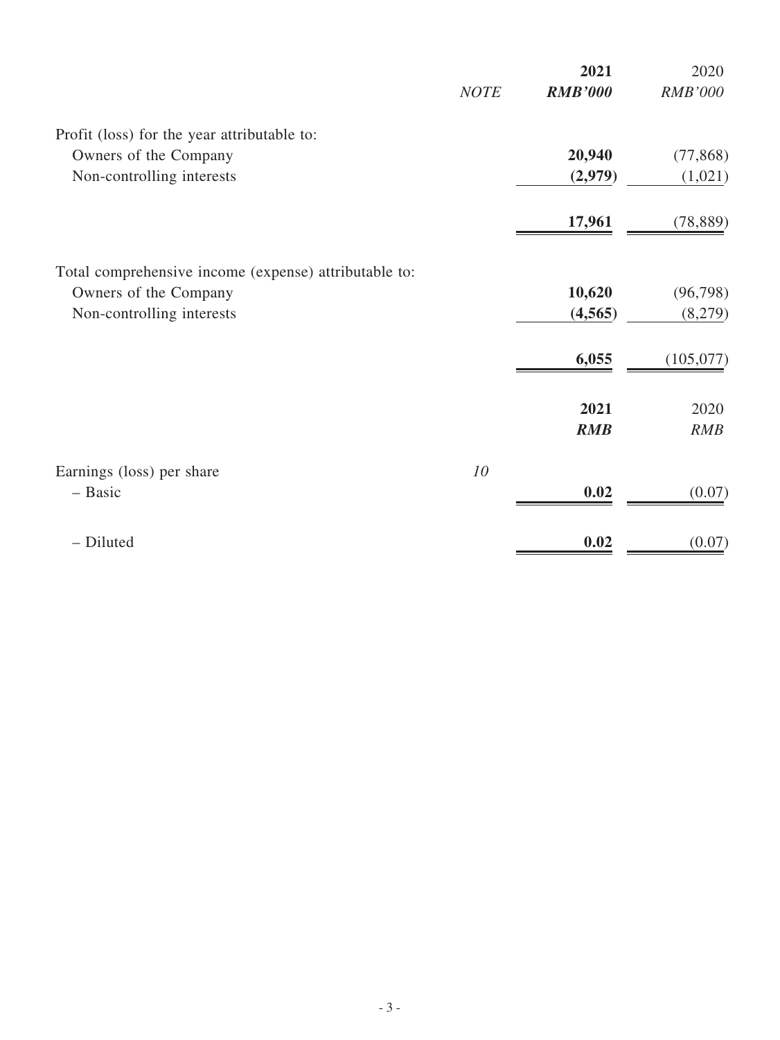| | NOTE | 2021<br>RMB'000 | 2020<br>RMB'000 |
|---|---|---|---|
| Profit (loss) for the year attributable to: | | | |
| Owners of the Company | | **20,940** | (77,868) |
| Non-controlling interests | | **(2,979)** | (1,021) |
| | | **17,961** | (78,889) |
| Total comprehensive income (expense) attributable to: | | | |
| Owners of the Company | | **10,620** | (96,798) |
| Non-controlling interests | | **(4,565)** | (8,279) |
| | | **6,055** | (105,077) |

| | | 2021<br>RMB | 2020<br>RMB |
|---|---|---|---|
| Earnings (loss) per share | 10 | | |
| – Basic | | **0.02** | (0.07) |
| – Diluted | | **0.02** | (0.07) |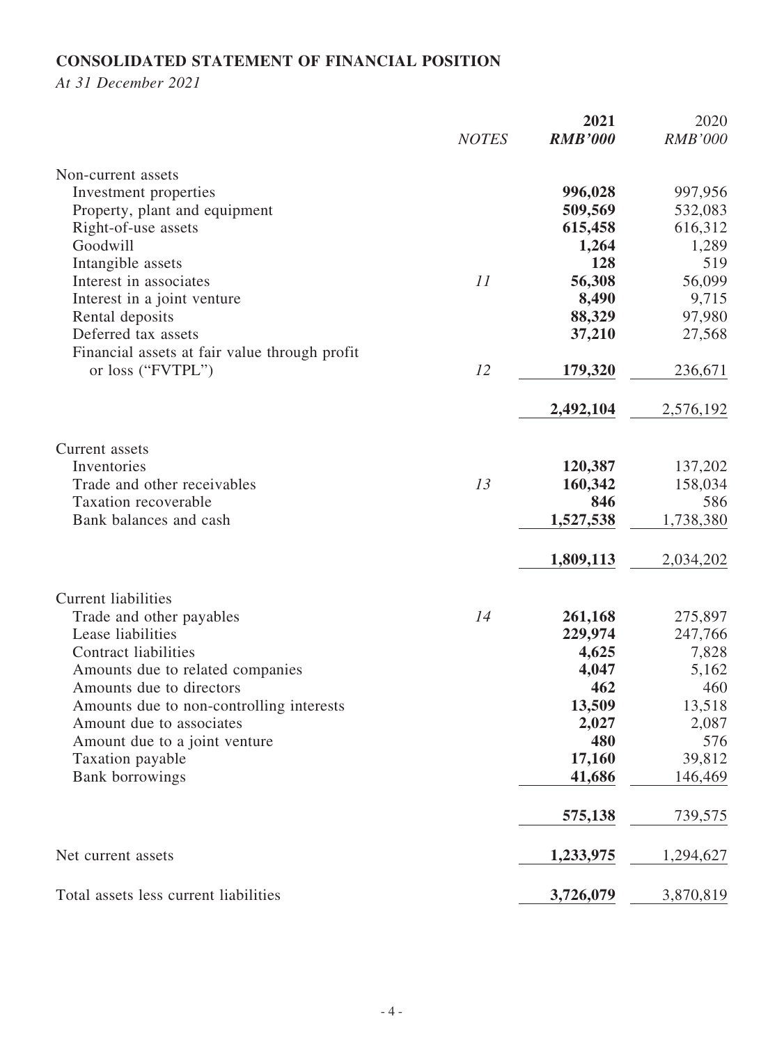## CONSOLIDATED STATEMENT OF FINANCIAL POSITION

*At 31 December 2021*

| | *NOTES* | **2021** | 2020 |
|---|---|---|---|
| | | ***RMB'000*** | *RMB'000* |
| Non-current assets | | | |
| Investment properties | | **996,028** | 997,956 |
| Property, plant and equipment | | **509,569** | 532,083 |
| Right-of-use assets | | **615,458** | 616,312 |
| Goodwill | | **1,264** | 1,289 |
| Intangible assets | | **128** | 519 |
| Interest in associates | *11* | **56,308** | 56,099 |
| Interest in a joint venture | | **8,490** | 9,715 |
| Rental deposits | | **88,329** | 97,980 |
| Deferred tax assets | | **37,210** | 27,568 |
| Financial assets at fair value through profit or loss ("FVTPL") | *12* | **179,320** | 236,671 |
| | | **2,492,104** | 2,576,192 |
| Current assets | | | |
| Inventories | | **120,387** | 137,202 |
| Trade and other receivables | *13* | **160,342** | 158,034 |
| Taxation recoverable | | **846** | 586 |
| Bank balances and cash | | **1,527,538** | 1,738,380 |
| | | **1,809,113** | 2,034,202 |
| Current liabilities | | | |
| Trade and other payables | *14* | **261,168** | 275,897 |
| Lease liabilities | | **229,974** | 247,766 |
| Contract liabilities | | **4,625** | 7,828 |
| Amounts due to related companies | | **4,047** | 5,162 |
| Amounts due to directors | | **462** | 460 |
| Amounts due to non-controlling interests | | **13,509** | 13,518 |
| Amount due to associates | | **2,027** | 2,087 |
| Amount due to a joint venture | | **480** | 576 |
| Taxation payable | | **17,160** | 39,812 |
| Bank borrowings | | **41,686** | 146,469 |
| | | **575,138** | 739,575 |
| Net current assets | | **1,233,975** | 1,294,627 |
| Total assets less current liabilities | | **3,726,079** | 3,870,819 |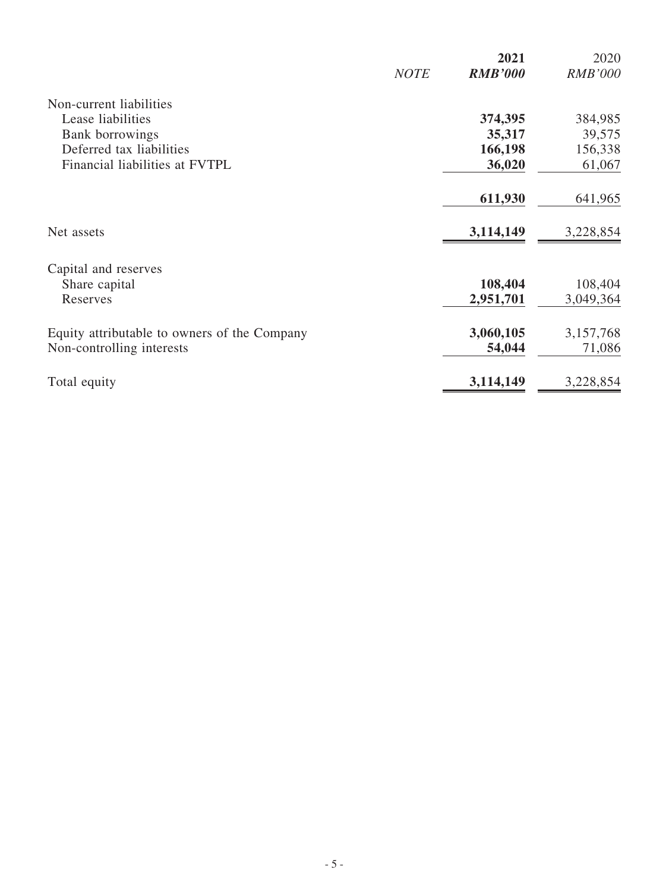| | NOTE | 2021 RMB'000 | 2020 RMB'000 |
|---|---|---|---|
| Non-current liabilities | | | |
| Lease liabilities | | **374,395** | 384,985 |
| Bank borrowings | | **35,317** | 39,575 |
| Deferred tax liabilities | | **166,198** | 156,338 |
| Financial liabilities at FVTPL | | **36,020** | 61,067 |
| | | **611,930** | 641,965 |
| Net assets | | **3,114,149** | 3,228,854 |
| Capital and reserves | | | |
| Share capital | | **108,404** | 108,404 |
| Reserves | | **2,951,701** | 3,049,364 |
| Equity attributable to owners of the Company | | **3,060,105** | 3,157,768 |
| Non-controlling interests | | **54,044** | 71,086 |
| Total equity | | **3,114,149** | 3,228,854 |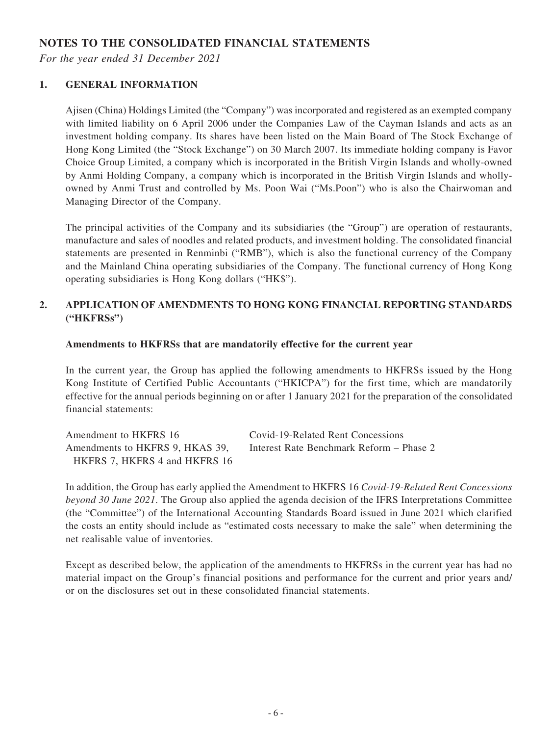# NOTES TO THE CONSOLIDATED FINANCIAL STATEMENTS

*For the year ended 31 December 2021*

## 1. GENERAL INFORMATION

Ajisen (China) Holdings Limited (the "Company") was incorporated and registered as an exempted company with limited liability on 6 April 2006 under the Companies Law of the Cayman Islands and acts as an investment holding company. Its shares have been listed on the Main Board of The Stock Exchange of Hong Kong Limited (the "Stock Exchange") on 30 March 2007. Its immediate holding company is Favor Choice Group Limited, a company which is incorporated in the British Virgin Islands and wholly-owned by Anmi Holding Company, a company which is incorporated in the British Virgin Islands and wholly-owned by Anmi Trust and controlled by Ms. Poon Wai ("Ms.Poon") who is also the Chairwoman and Managing Director of the Company.

The principal activities of the Company and its subsidiaries (the "Group") are operation of restaurants, manufacture and sales of noodles and related products, and investment holding. The consolidated financial statements are presented in Renminbi ("RMB"), which is also the functional currency of the Company and the Mainland China operating subsidiaries of the Company. The functional currency of Hong Kong operating subsidiaries is Hong Kong dollars ("HK$").

## 2. APPLICATION OF AMENDMENTS TO HONG KONG FINANCIAL REPORTING STANDARDS ("HKFRSs")

### Amendments to HKFRSs that are mandatorily effective for the current year

In the current year, the Group has applied the following amendments to HKFRSs issued by the Hong Kong Institute of Certified Public Accountants ("HKICPA") for the first time, which are mandatorily effective for the annual periods beginning on or after 1 January 2021 for the preparation of the consolidated financial statements:

| | |
|---|---|
| Amendment to HKFRS 16 | Covid-19-Related Rent Concessions |
| Amendments to HKFRS 9, HKAS 39, HKFRS 7, HKFRS 4 and HKFRS 16 | Interest Rate Benchmark Reform – Phase 2 |

In addition, the Group has early applied the Amendment to HKFRS 16 *Covid-19-Related Rent Concessions beyond 30 June 2021*. The Group also applied the agenda decision of the IFRS Interpretations Committee (the "Committee") of the International Accounting Standards Board issued in June 2021 which clarified the costs an entity should include as "estimated costs necessary to make the sale" when determining the net realisable value of inventories.

Except as described below, the application of the amendments to HKFRSs in the current year has had no material impact on the Group's financial positions and performance for the current and prior years and/or on the disclosures set out in these consolidated financial statements.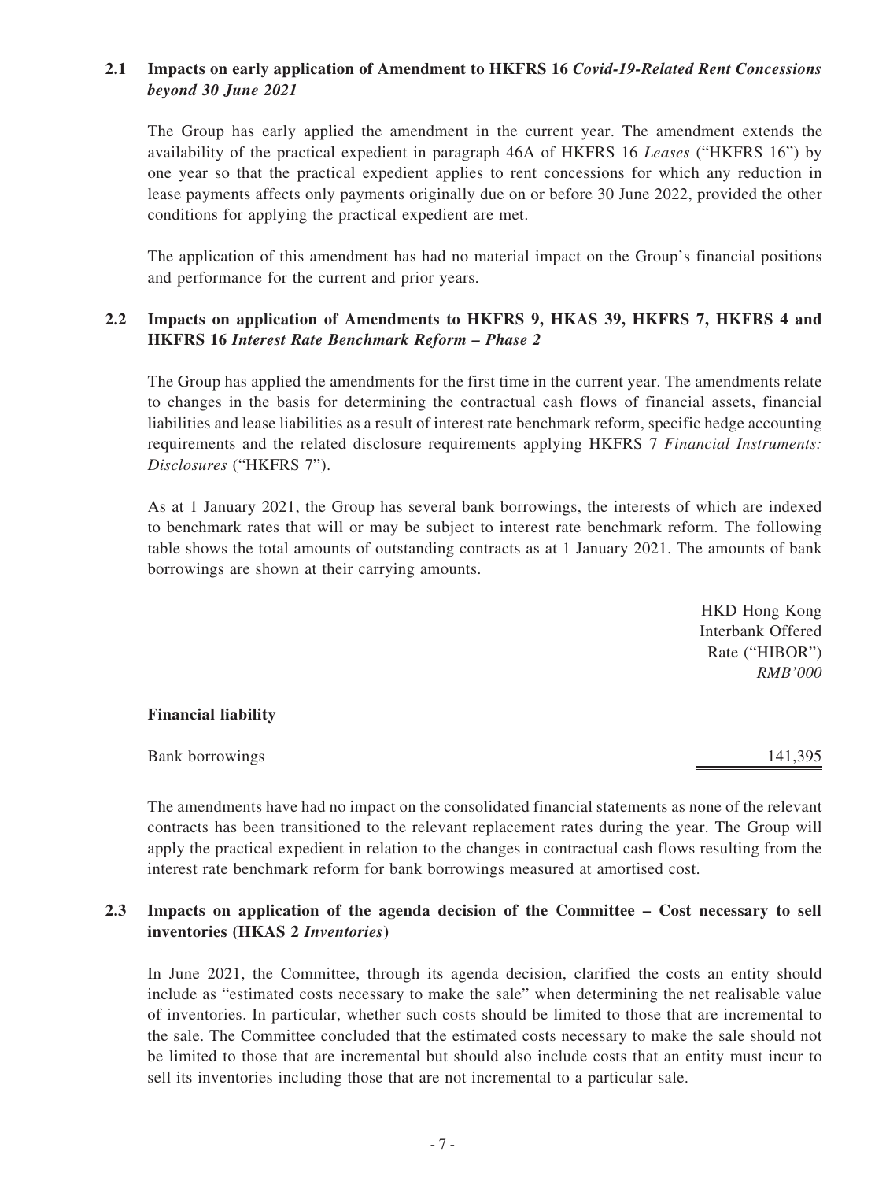### 2.1 Impacts on early application of Amendment to HKFRS 16 *Covid-19-Related Rent Concessions beyond 30 June 2021*

The Group has early applied the amendment in the current year. The amendment extends the availability of the practical expedient in paragraph 46A of HKFRS 16 *Leases* ("HKFRS 16") by one year so that the practical expedient applies to rent concessions for which any reduction in lease payments affects only payments originally due on or before 30 June 2022, provided the other conditions for applying the practical expedient are met.

The application of this amendment has had no material impact on the Group's financial positions and performance for the current and prior years.

### 2.2 Impacts on application of Amendments to HKFRS 9, HKAS 39, HKFRS 7, HKFRS 4 and HKFRS 16 *Interest Rate Benchmark Reform – Phase 2*

The Group has applied the amendments for the first time in the current year. The amendments relate to changes in the basis for determining the contractual cash flows of financial assets, financial liabilities and lease liabilities as a result of interest rate benchmark reform, specific hedge accounting requirements and the related disclosure requirements applying HKFRS 7 *Financial Instruments: Disclosures* ("HKFRS 7").

As at 1 January 2021, the Group has several bank borrowings, the interests of which are indexed to benchmark rates that will or may be subject to interest rate benchmark reform. The following table shows the total amounts of outstanding contracts as at 1 January 2021. The amounts of bank borrowings are shown at their carrying amounts.

| | HKD Hong Kong Interbank Offered Rate ("HIBOR") *RMB'000* |
|---|---|
| **Financial liability** | |
| Bank borrowings | 141,395 |

The amendments have had no impact on the consolidated financial statements as none of the relevant contracts has been transitioned to the relevant replacement rates during the year. The Group will apply the practical expedient in relation to the changes in contractual cash flows resulting from the interest rate benchmark reform for bank borrowings measured at amortised cost.

### 2.3 Impacts on application of the agenda decision of the Committee – Cost necessary to sell inventories (HKAS 2 *Inventories*)

In June 2021, the Committee, through its agenda decision, clarified the costs an entity should include as "estimated costs necessary to make the sale" when determining the net realisable value of inventories. In particular, whether such costs should be limited to those that are incremental to the sale. The Committee concluded that the estimated costs necessary to make the sale should not be limited to those that are incremental but should also include costs that an entity must incur to sell its inventories including those that are not incremental to a particular sale.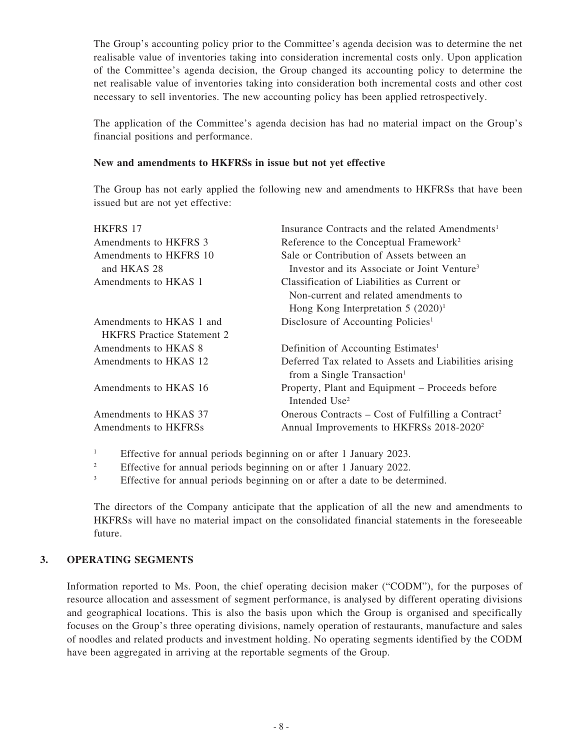The Group's accounting policy prior to the Committee's agenda decision was to determine the net realisable value of inventories taking into consideration incremental costs only. Upon application of the Committee's agenda decision, the Group changed its accounting policy to determine the net realisable value of inventories taking into consideration both incremental costs and other cost necessary to sell inventories. The new accounting policy has been applied retrospectively.

The application of the Committee's agenda decision has had no material impact on the Group's financial positions and performance.

**New and amendments to HKFRSs in issue but not yet effective**

The Group has not early applied the following new and amendments to HKFRSs that have been issued but are not yet effective:

| | |
|---|---|
| HKFRS 17 | Insurance Contracts and the related Amendments[1] |
| Amendments to HKFRS 3 | Reference to the Conceptual Framework[2] |
| Amendments to HKFRS 10 and HKAS 28 | Sale or Contribution of Assets between an Investor and its Associate or Joint Venture[3] |
| Amendments to HKAS 1 | Classification of Liabilities as Current or Non-current and related amendments to Hong Kong Interpretation 5 (2020)[1] |
| Amendments to HKAS 1 and HKFRS Practice Statement 2 | Disclosure of Accounting Policies[1] |
| Amendments to HKAS 8 | Definition of Accounting Estimates[1] |
| Amendments to HKAS 12 | Deferred Tax related to Assets and Liabilities arising from a Single Transaction[1] |
| Amendments to HKAS 16 | Property, Plant and Equipment – Proceeds before Intended Use[2] |
| Amendments to HKAS 37 | Onerous Contracts – Cost of Fulfilling a Contract[2] |
| Amendments to HKFRSs | Annual Improvements to HKFRSs 2018-2020[2] |

[1] Effective for annual periods beginning on or after 1 January 2023.

[2] Effective for annual periods beginning on or after 1 January 2022.

[3] Effective for annual periods beginning on or after a date to be determined.

The directors of the Company anticipate that the application of all the new and amendments to HKFRSs will have no material impact on the consolidated financial statements in the foreseeable future.

## 3. OPERATING SEGMENTS

Information reported to Ms. Poon, the chief operating decision maker ("CODM"), for the purposes of resource allocation and assessment of segment performance, is analysed by different operating divisions and geographical locations. This is also the basis upon which the Group is organised and specifically focuses on the Group's three operating divisions, namely operation of restaurants, manufacture and sales of noodles and related products and investment holding. No operating segments identified by the CODM have been aggregated in arriving at the reportable segments of the Group.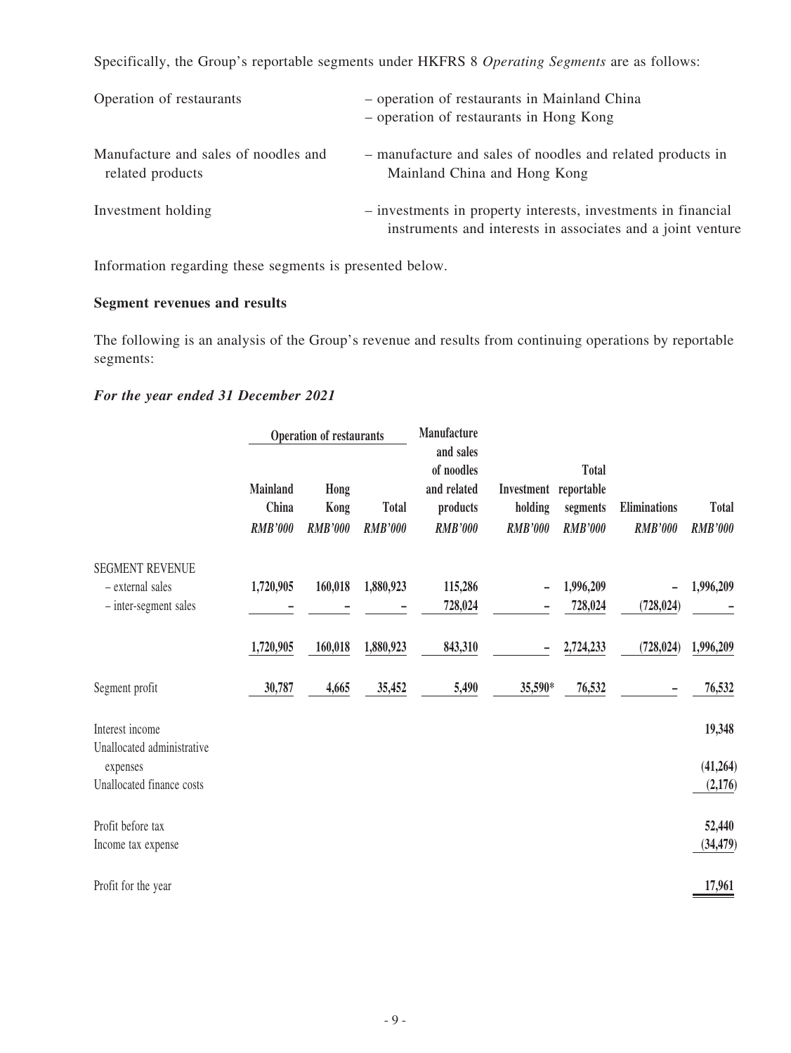Specifically, the Group's reportable segments under HKFRS 8 *Operating Segments* are as follows:

| | |
|---|---|
| Operation of restaurants | – operation of restaurants in Mainland China<br>– operation of restaurants in Hong Kong |
| Manufacture and sales of noodles and related products | – manufacture and sales of noodles and related products in Mainland China and Hong Kong |
| Investment holding | – investments in property interests, investments in financial instruments and interests in associates and a joint venture |

Information regarding these segments is presented below.

**Segment revenues and results**

The following is an analysis of the Group's revenue and results from continuing operations by reportable segments:

***For the year ended 31 December 2021***

| | Operation of restaurants | | | Manufacture and sales of noodles and related products | Investment holding | Total reportable segments | Eliminations | Total |
|---|---|---|---|---|---|---|---|---|
| | Mainland China | Hong Kong | Total | | | | | |
| | *RMB'000* | *RMB'000* | *RMB'000* | *RMB'000* | *RMB'000* | *RMB'000* | *RMB'000* | *RMB'000* |
| SEGMENT REVENUE | | | | | | | | |
| – external sales | 1,720,905 | 160,018 | 1,880,923 | 115,286 | – | 1,996,209 | – | 1,996,209 |
| – inter-segment sales | – | – | – | 728,024 | – | 728,024 | (728,024) | – |
| | 1,720,905 | 160,018 | 1,880,923 | 843,310 | – | 2,724,233 | (728,024) | 1,996,209 |
| Segment profit | 30,787 | 4,665 | 35,452 | 5,490 | 35,590* | 76,532 | – | 76,532 |
| Interest income | | | | | | | | 19,348 |
| Unallocated administrative expenses | | | | | | | | (41,264) |
| Unallocated finance costs | | | | | | | | (2,176) |
| Profit before tax | | | | | | | | 52,440 |
| Income tax expense | | | | | | | | (34,479) |
| Profit for the year | | | | | | | | 17,961 |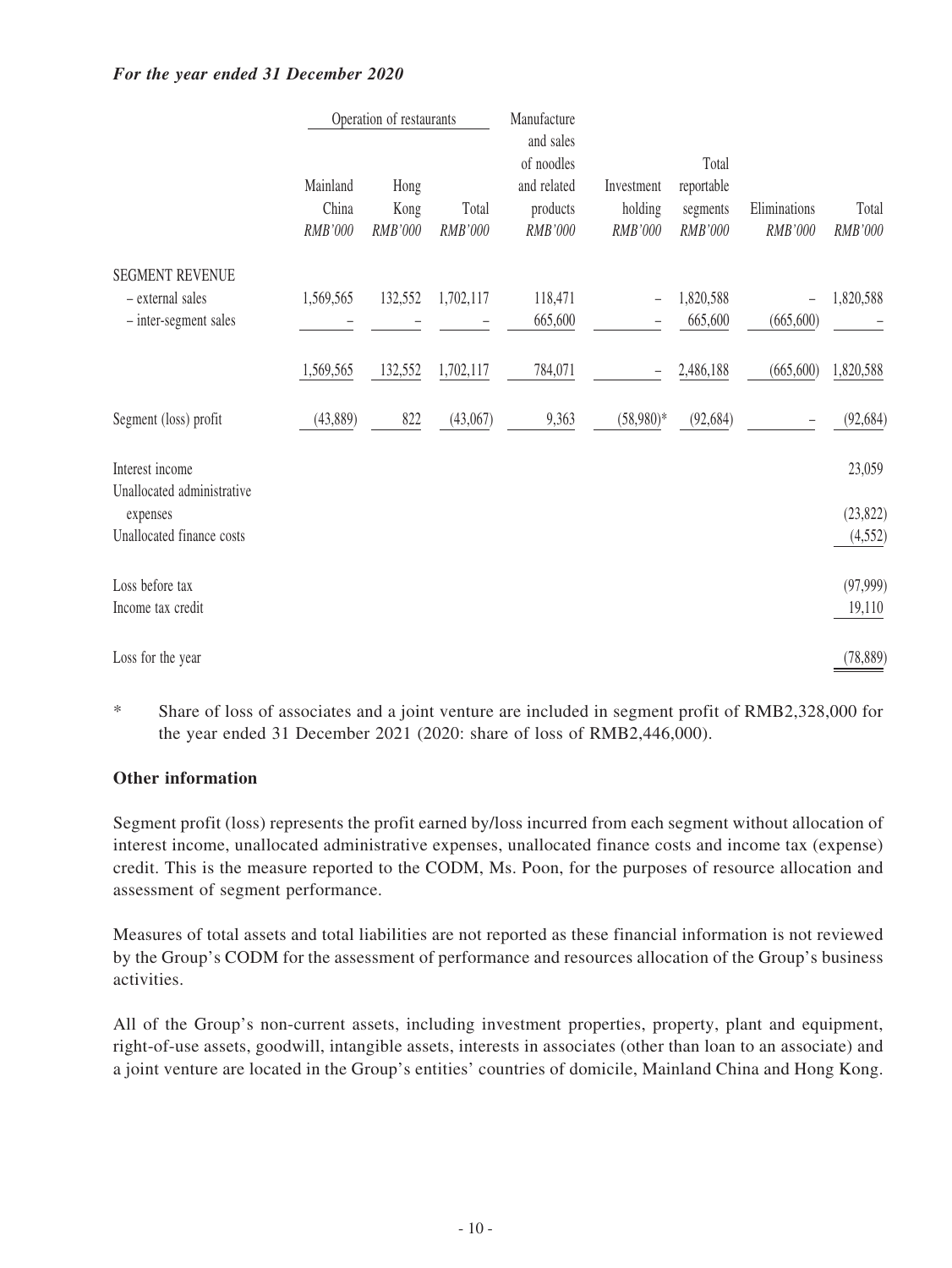***For the year ended 31 December 2020***

| | Operation of restaurants | | | Manufacture and sales of noodles and related products | Investment holding | Total reportable segments | Eliminations | Total |
|---|---|---|---|---|---|---|---|---|
| | Mainland China | Hong Kong | Total | | | | | |
| | *RMB'000* | *RMB'000* | *RMB'000* | *RMB'000* | *RMB'000* | *RMB'000* | *RMB'000* | *RMB'000* |
| SEGMENT REVENUE | | | | | | | | |
| – external sales | 1,569,565 | 132,552 | 1,702,117 | 118,471 | – | 1,820,588 | – | 1,820,588 |
| – inter-segment sales | – | – | – | 665,600 | – | 665,600 | (665,600) | – |
| | 1,569,565 | 132,552 | 1,702,117 | 784,071 | – | 2,486,188 | (665,600) | 1,820,588 |
| Segment (loss) profit | (43,889) | 822 | (43,067) | 9,363 | (58,980)* | (92,684) | – | (92,684) |
| Interest income | | | | | | | | 23,059 |
| Unallocated administrative expenses | | | | | | | | (23,822) |
| Unallocated finance costs | | | | | | | | (4,552) |
| Loss before tax | | | | | | | | (97,999) |
| Income tax credit | | | | | | | | 19,110 |
| Loss for the year | | | | | | | | (78,889) |

\* Share of loss of associates and a joint venture are included in segment profit of RMB2,328,000 for the year ended 31 December 2021 (2020: share of loss of RMB2,446,000).

**Other information**

Segment profit (loss) represents the profit earned by/loss incurred from each segment without allocation of interest income, unallocated administrative expenses, unallocated finance costs and income tax (expense) credit. This is the measure reported to the CODM, Ms. Poon, for the purposes of resource allocation and assessment of segment performance.

Measures of total assets and total liabilities are not reported as these financial information is not reviewed by the Group's CODM for the assessment of performance and resources allocation of the Group's business activities.

All of the Group's non-current assets, including investment properties, property, plant and equipment, right-of-use assets, goodwill, intangible assets, interests in associates (other than loan to an associate) and a joint venture are located in the Group's entities' countries of domicile, Mainland China and Hong Kong.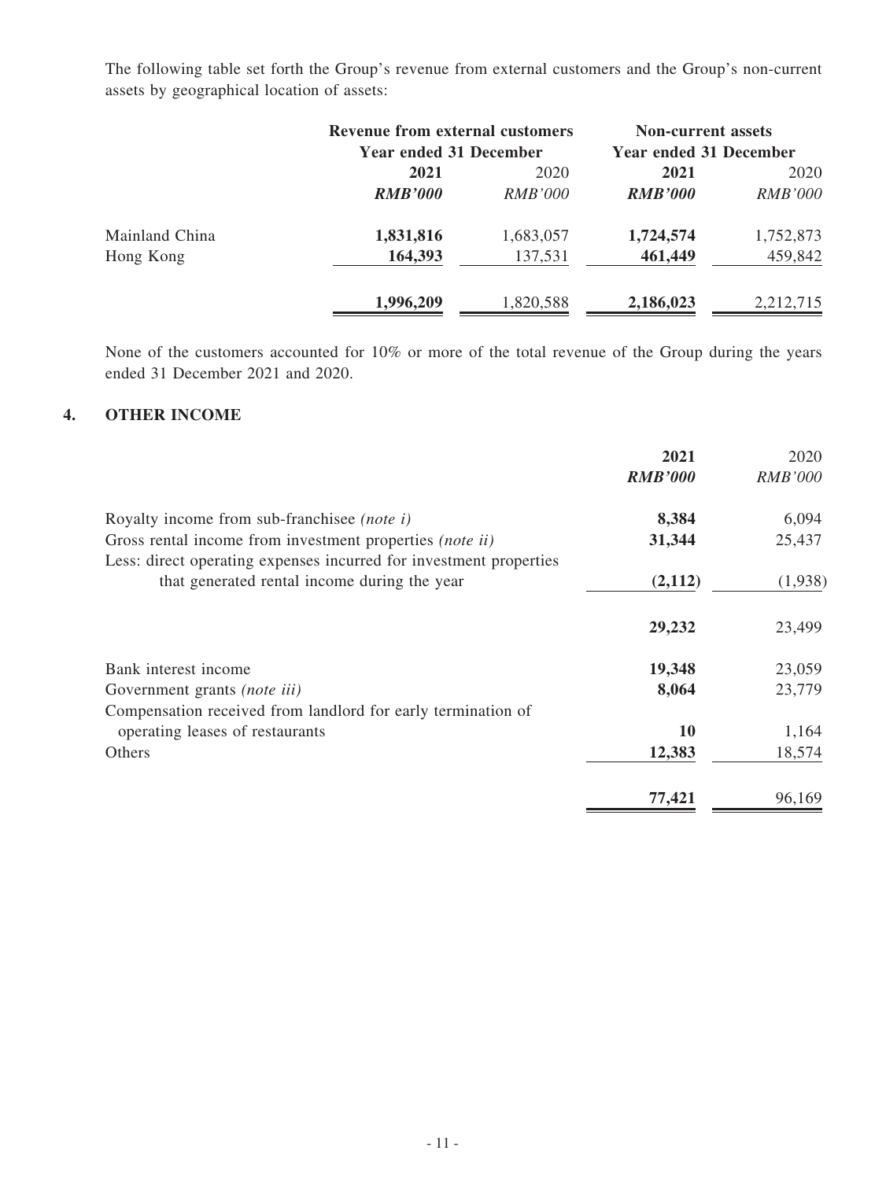The following table set forth the Group's revenue from external customers and the Group's non-current assets by geographical location of assets:

| | Revenue from external customers | | Non-current assets | |
|---|---|---|---|---|
| | Year ended 31 December | | Year ended 31 December | |
| | **2021** | 2020 | **2021** | 2020 |
| | ***RMB'000*** | *RMB'000* | ***RMB'000*** | *RMB'000* |
| Mainland China | **1,831,816** | 1,683,057 | **1,724,574** | 1,752,873 |
| Hong Kong | **164,393** | 137,531 | **461,449** | 459,842 |
| | **1,996,209** | 1,820,588 | **2,186,023** | 2,212,715 |

None of the customers accounted for 10% or more of the total revenue of the Group during the years ended 31 December 2021 and 2020.

## 4. OTHER INCOME

| | **2021** | 2020 |
|---|---|---|
| | ***RMB'000*** | *RMB'000* |
| Royalty income from sub-franchisee *(note i)* | **8,384** | 6,094 |
| Gross rental income from investment properties *(note ii)* | **31,344** | 25,437 |
| Less: direct operating expenses incurred for investment properties that generated rental income during the year | **(2,112)** | (1,938) |
| | **29,232** | 23,499 |
| Bank interest income | **19,348** | 23,059 |
| Government grants *(note iii)* | **8,064** | 23,779 |
| Compensation received from landlord for early termination of operating leases of restaurants | **10** | 1,164 |
| Others | **12,383** | 18,574 |
| | **77,421** | 96,169 |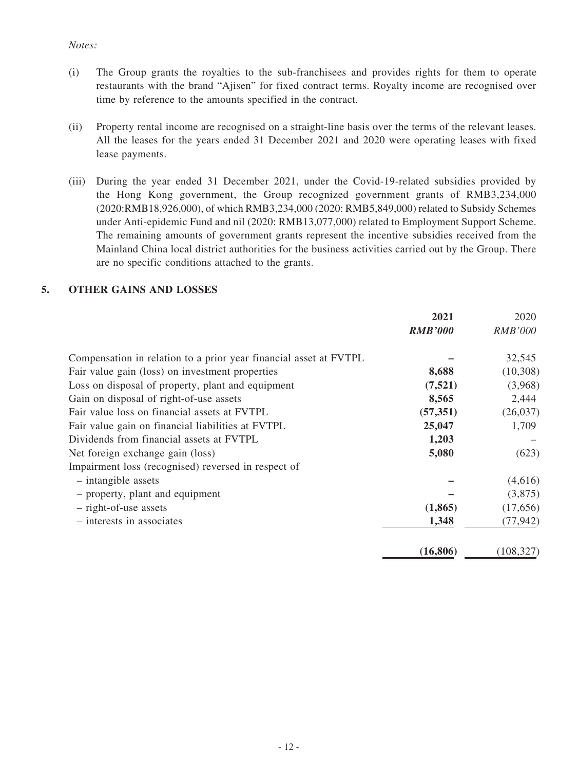*Notes:*

(i) The Group grants the royalties to the sub-franchisees and provides rights for them to operate restaurants with the brand "Ajisen" for fixed contract terms. Royalty income are recognised over time by reference to the amounts specified in the contract.

(ii) Property rental income are recognised on a straight-line basis over the terms of the relevant leases. All the leases for the years ended 31 December 2021 and 2020 were operating leases with fixed lease payments.

(iii) During the year ended 31 December 2021, under the Covid-19-related subsidies provided by the Hong Kong government, the Group recognized government grants of RMB3,234,000 (2020:RMB18,926,000), of which RMB3,234,000 (2020: RMB5,849,000) related to Subsidy Schemes under Anti-epidemic Fund and nil (2020: RMB13,077,000) related to Employment Support Scheme. The remaining amounts of government grants represent the incentive subsidies received from the Mainland China local district authorities for the business activities carried out by the Group. There are no specific conditions attached to the grants.

## 5. OTHER GAINS AND LOSSES

| | **2021** | 2020 |
|---|---|---|
| | ***RMB'000*** | *RMB'000* |
| Compensation in relation to a prior year financial asset at FVTPL | **–** | 32,545 |
| Fair value gain (loss) on investment properties | **8,688** | (10,308) |
| Loss on disposal of property, plant and equipment | **(7,521)** | (3,968) |
| Gain on disposal of right-of-use assets | **8,565** | 2,444 |
| Fair value loss on financial assets at FVTPL | **(57,351)** | (26,037) |
| Fair value gain on financial liabilities at FVTPL | **25,047** | 1,709 |
| Dividends from financial assets at FVTPL | **1,203** | – |
| Net foreign exchange gain (loss) | **5,080** | (623) |
| Impairment loss (recognised) reversed in respect of | | |
| – intangible assets | **–** | (4,616) |
| – property, plant and equipment | **–** | (3,875) |
| – right-of-use assets | **(1,865)** | (17,656) |
| – interests in associates | **1,348** | (77,942) |
| | **(16,806)** | (108,327) |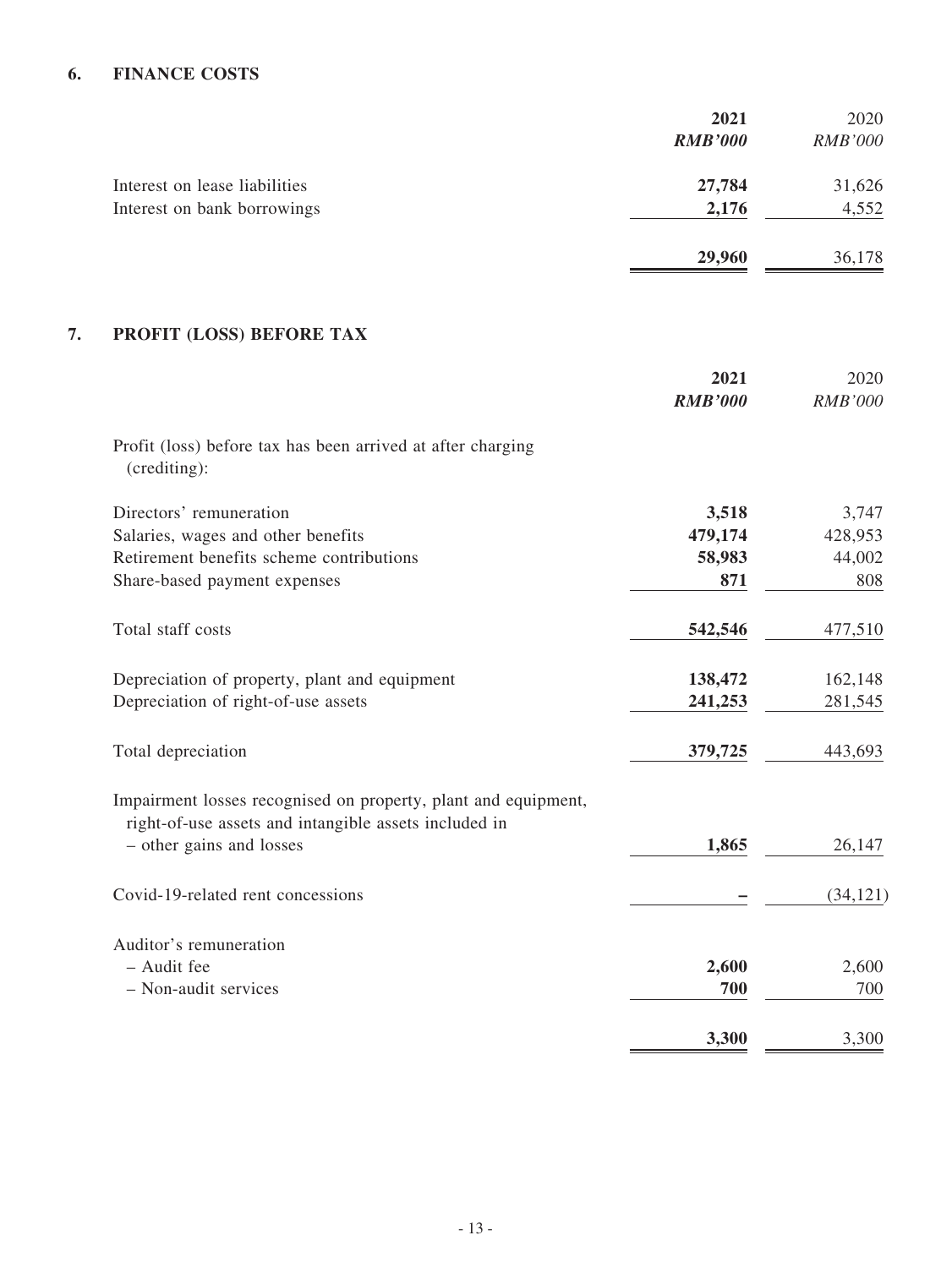## 6. FINANCE COSTS

| | 2021 | 2020 |
|---|---|---|
| | *RMB'000* | *RMB'000* |
| Interest on lease liabilities | **27,784** | 31,626 |
| Interest on bank borrowings | **2,176** | 4,552 |
| | **29,960** | 36,178 |

## 7. PROFIT (LOSS) BEFORE TAX

| | 2021 | 2020 |
|---|---|---|
| | *RMB'000* | *RMB'000* |
| Profit (loss) before tax has been arrived at after charging (crediting): | | |
| Directors' remuneration | **3,518** | 3,747 |
| Salaries, wages and other benefits | **479,174** | 428,953 |
| Retirement benefits scheme contributions | **58,983** | 44,002 |
| Share-based payment expenses | **871** | 808 |
| Total staff costs | **542,546** | 477,510 |
| Depreciation of property, plant and equipment | **138,472** | 162,148 |
| Depreciation of right-of-use assets | **241,253** | 281,545 |
| Total depreciation | **379,725** | 443,693 |
| Impairment losses recognised on property, plant and equipment, right-of-use assets and intangible assets included in – other gains and losses | **1,865** | 26,147 |
| Covid-19-related rent concessions | **–** | (34,121) |
| Auditor's remuneration | | |
| – Audit fee | **2,600** | 2,600 |
| – Non-audit services | **700** | 700 |
| | **3,300** | 3,300 |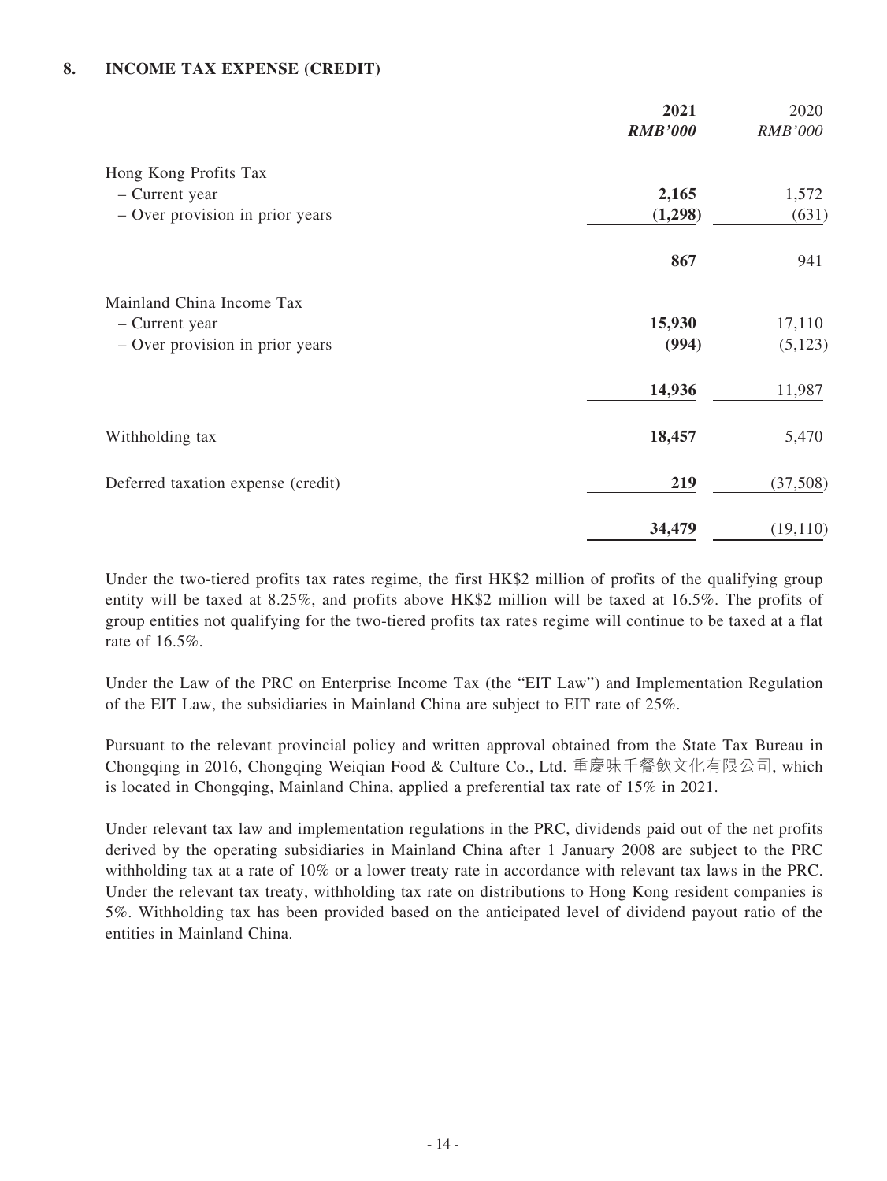## 8. INCOME TAX EXPENSE (CREDIT)

| | **2021** | 2020 |
|---|---|---|
| | ***RMB'000*** | *RMB'000* |
| Hong Kong Profits Tax | | |
| – Current year | **2,165** | 1,572 |
| – Over provision in prior years | **(1,298)** | (631) |
| | **867** | 941 |
| Mainland China Income Tax | | |
| – Current year | **15,930** | 17,110 |
| – Over provision in prior years | **(994)** | (5,123) |
| | **14,936** | 11,987 |
| Withholding tax | **18,457** | 5,470 |
| Deferred taxation expense (credit) | **219** | (37,508) |
| | **34,479** | (19,110) |

Under the two-tiered profits tax rates regime, the first HK$2 million of profits of the qualifying group entity will be taxed at 8.25%, and profits above HK$2 million will be taxed at 16.5%. The profits of group entities not qualifying for the two-tiered profits tax rates regime will continue to be taxed at a flat rate of 16.5%.

Under the Law of the PRC on Enterprise Income Tax (the "EIT Law") and Implementation Regulation of the EIT Law, the subsidiaries in Mainland China are subject to EIT rate of 25%.

Pursuant to the relevant provincial policy and written approval obtained from the State Tax Bureau in Chongqing in 2016, Chongqing Weiqian Food & Culture Co., Ltd. 重慶味千餐飲文化有限公司, which is located in Chongqing, Mainland China, applied a preferential tax rate of 15% in 2021.

Under relevant tax law and implementation regulations in the PRC, dividends paid out of the net profits derived by the operating subsidiaries in Mainland China after 1 January 2008 are subject to the PRC withholding tax at a rate of 10% or a lower treaty rate in accordance with relevant tax laws in the PRC. Under the relevant tax treaty, withholding tax rate on distributions to Hong Kong resident companies is 5%. Withholding tax has been provided based on the anticipated level of dividend payout ratio of the entities in Mainland China.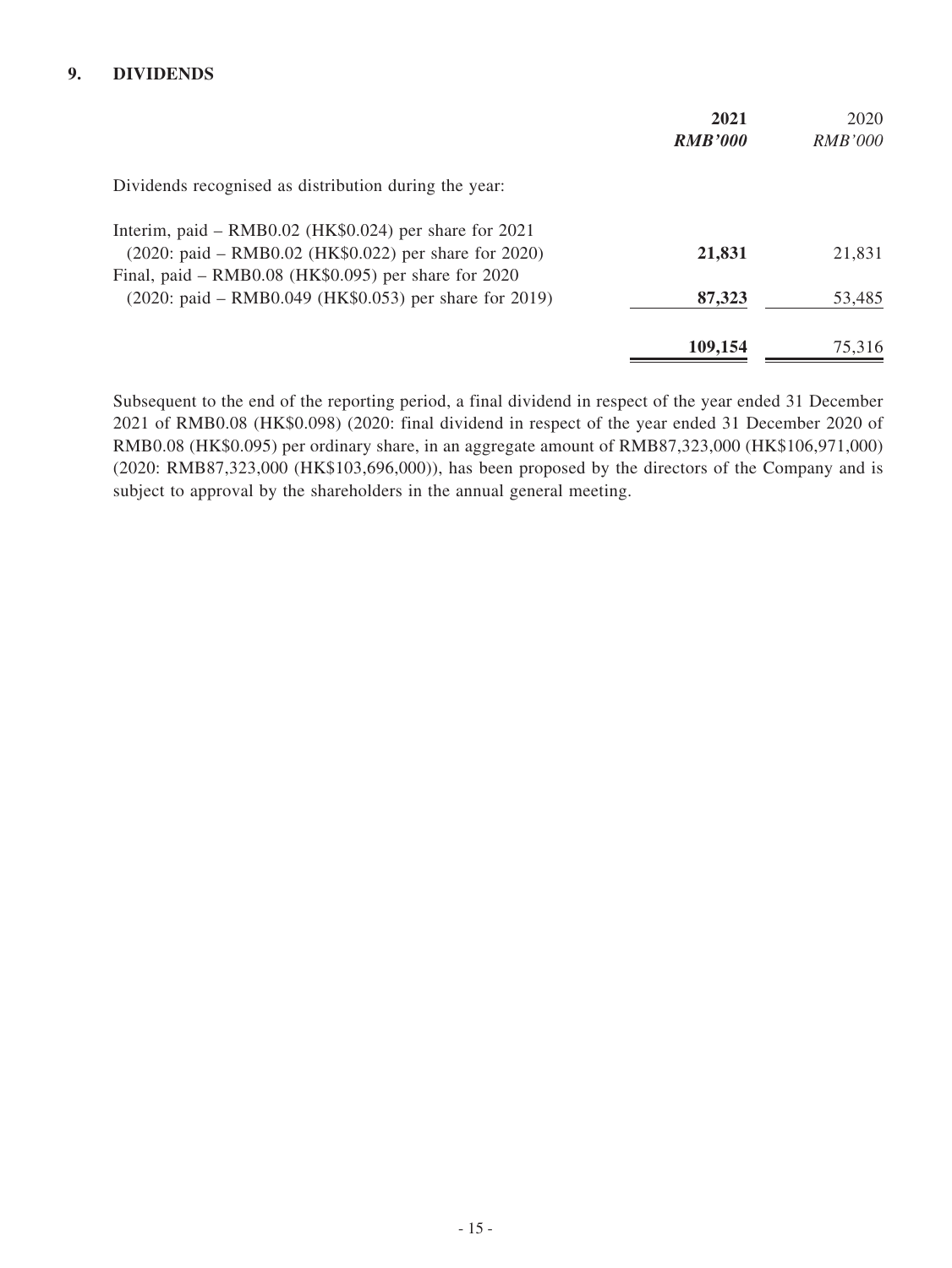## 9. DIVIDENDS

| | 2021 | 2020 |
|---|---|---|
| | ***RMB'000*** | *RMB'000* |
| Dividends recognised as distribution during the year: | | |
| Interim, paid – RMB0.02 (HK$0.024) per share for 2021 (2020: paid – RMB0.02 (HK$0.022) per share for 2020) | **21,831** | 21,831 |
| Final, paid – RMB0.08 (HK$0.095) per share for 2020 (2020: paid – RMB0.049 (HK$0.053) per share for 2019) | **87,323** | 53,485 |
| | **109,154** | 75,316 |

Subsequent to the end of the reporting period, a final dividend in respect of the year ended 31 December 2021 of RMB0.08 (HK$0.098) (2020: final dividend in respect of the year ended 31 December 2020 of RMB0.08 (HK$0.095) per ordinary share, in an aggregate amount of RMB87,323,000 (HK$106,971,000) (2020: RMB87,323,000 (HK$103,696,000)), has been proposed by the directors of the Company and is subject to approval by the shareholders in the annual general meeting.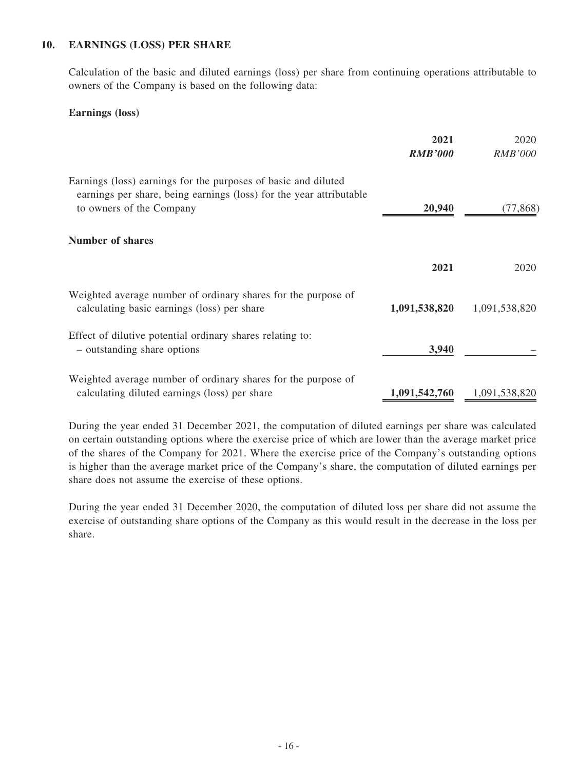## 10. EARNINGS (LOSS) PER SHARE

Calculation of the basic and diluted earnings (loss) per share from continuing operations attributable to owners of the Company is based on the following data:

### Earnings (loss)

| | **2021** | 2020 |
|---|---|---|
| | ***RMB'000*** | *RMB'000* |
| Earnings (loss) earnings for the purposes of basic and diluted earnings per share, being earnings (loss) for the year attributable to owners of the Company | **20,940** | (77,868) |

### Number of shares

| | **2021** | 2020 |
|---|---|---|
| Weighted average number of ordinary shares for the purpose of calculating basic earnings (loss) per share | **1,091,538,820** | 1,091,538,820 |
| Effect of dilutive potential ordinary shares relating to: – outstanding share options | **3,940** | – |
| Weighted average number of ordinary shares for the purpose of calculating diluted earnings (loss) per share | **1,091,542,760** | 1,091,538,820 |

During the year ended 31 December 2021, the computation of diluted earnings per share was calculated on certain outstanding options where the exercise price of which are lower than the average market price of the shares of the Company for 2021. Where the exercise price of the Company's outstanding options is higher than the average market price of the Company's share, the computation of diluted earnings per share does not assume the exercise of these options.

During the year ended 31 December 2020, the computation of diluted loss per share did not assume the exercise of outstanding share options of the Company as this would result in the decrease in the loss per share.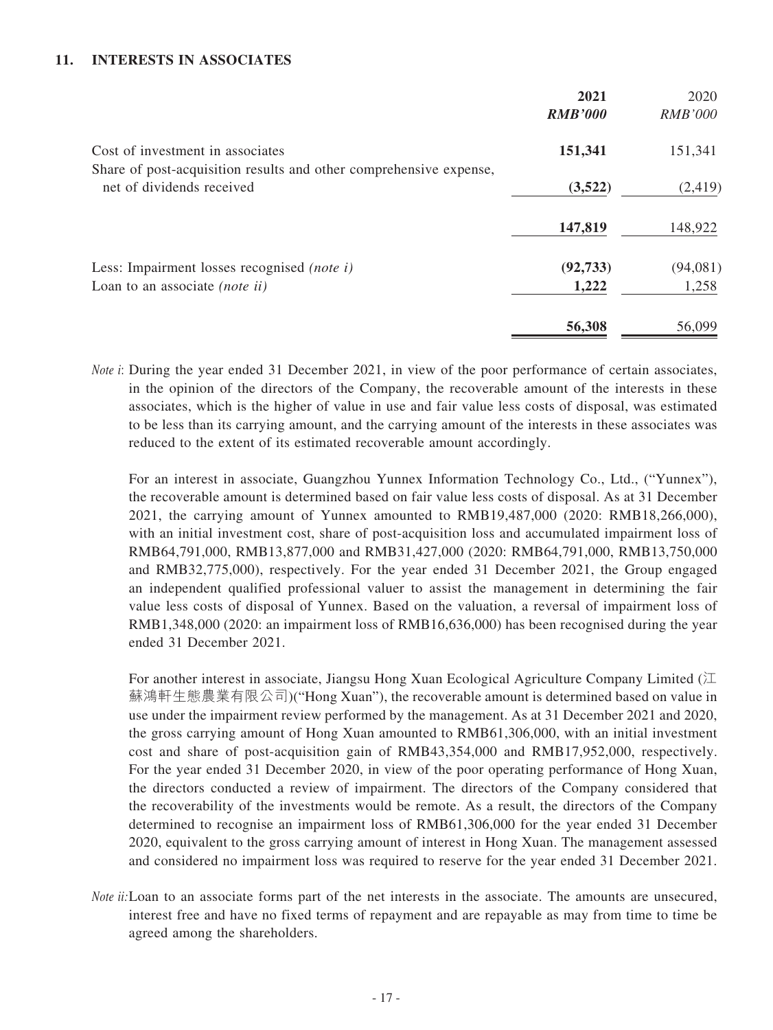## 11. INTERESTS IN ASSOCIATES

| | **2021** | 2020 |
|---|---|---|
| | ***RMB'000*** | *RMB'000* |
| Cost of investment in associates | **151,341** | 151,341 |
| Share of post-acquisition results and other comprehensive expense, net of dividends received | **(3,522)** | (2,419) |
| | **147,819** | 148,922 |
| Less: Impairment losses recognised *(note i)* | **(92,733)** | (94,081) |
| Loan to an associate *(note ii)* | **1,222** | 1,258 |
| | **56,308** | 56,099 |

*Note i*: During the year ended 31 December 2021, in view of the poor performance of certain associates, in the opinion of the directors of the Company, the recoverable amount of the interests in these associates, which is the higher of value in use and fair value less costs of disposal, was estimated to be less than its carrying amount, and the carrying amount of the interests in these associates was reduced to the extent of its estimated recoverable amount accordingly.

For an interest in associate, Guangzhou Yunnex Information Technology Co., Ltd., ("Yunnex"), the recoverable amount is determined based on fair value less costs of disposal. As at 31 December 2021, the carrying amount of Yunnex amounted to RMB19,487,000 (2020: RMB18,266,000), with an initial investment cost, share of post-acquisition loss and accumulated impairment loss of RMB64,791,000, RMB13,877,000 and RMB31,427,000 (2020: RMB64,791,000, RMB13,750,000 and RMB32,775,000), respectively. For the year ended 31 December 2021, the Group engaged an independent qualified professional valuer to assist the management in determining the fair value less costs of disposal of Yunnex. Based on the valuation, a reversal of impairment loss of RMB1,348,000 (2020: an impairment loss of RMB16,636,000) has been recognised during the year ended 31 December 2021.

For another interest in associate, Jiangsu Hong Xuan Ecological Agriculture Company Limited (江蘇鴻軒生態農業有限公司)("Hong Xuan"), the recoverable amount is determined based on value in use under the impairment review performed by the management. As at 31 December 2021 and 2020, the gross carrying amount of Hong Xuan amounted to RMB61,306,000, with an initial investment cost and share of post-acquisition gain of RMB43,354,000 and RMB17,952,000, respectively. For the year ended 31 December 2020, in view of the poor operating performance of Hong Xuan, the directors conducted a review of impairment. The directors of the Company considered that the recoverability of the investments would be remote. As a result, the directors of the Company determined to recognise an impairment loss of RMB61,306,000 for the year ended 31 December 2020, equivalent to the gross carrying amount of interest in Hong Xuan. The management assessed and considered no impairment loss was required to reserve for the year ended 31 December 2021.

*Note ii*: Loan to an associate forms part of the net interests in the associate. The amounts are unsecured, interest free and have no fixed terms of repayment and are repayable as may from time to time be agreed among the shareholders.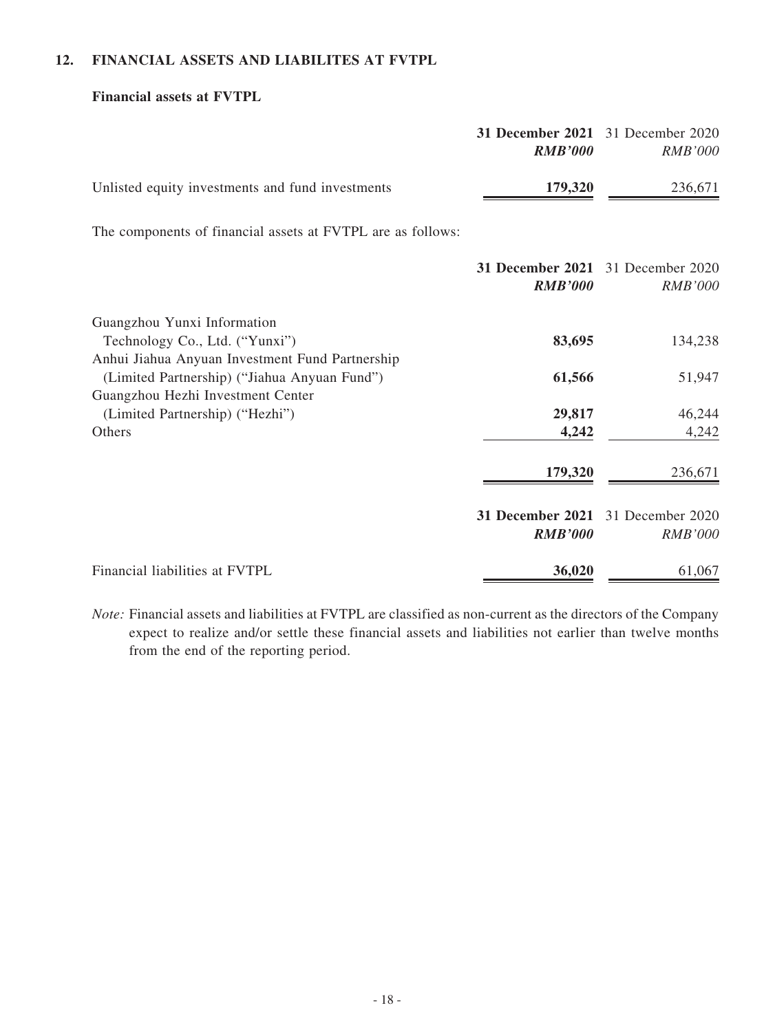## 12. FINANCIAL ASSETS AND LIABILITES AT FVTPL

### Financial assets at FVTPL

| | **31 December 2021** | 31 December 2020 |
|---|---|---|
| | ***RMB'000*** | *RMB'000* |
| Unlisted equity investments and fund investments | **179,320** | 236,671 |

The components of financial assets at FVTPL are as follows:

| | **31 December 2021** | 31 December 2020 |
|---|---|---|
| | ***RMB'000*** | *RMB'000* |
| Guangzhou Yunxi Information Technology Co., Ltd. ("Yunxi") | **83,695** | 134,238 |
| Anhui Jiahua Anyuan Investment Fund Partnership (Limited Partnership) ("Jiahua Anyuan Fund") | **61,566** | 51,947 |
| Guangzhou Hezhi Investment Center (Limited Partnership) ("Hezhi") | **29,817** | 46,244 |
| Others | **4,242** | 4,242 |
| | **179,320** | 236,671 |

| | **31 December 2021** | 31 December 2020 |
|---|---|---|
| | ***RMB'000*** | *RMB'000* |
| Financial liabilities at FVTPL | **36,020** | 61,067 |

*Note:* Financial assets and liabilities at FVTPL are classified as non-current as the directors of the Company expect to realize and/or settle these financial assets and liabilities not earlier than twelve months from the end of the reporting period.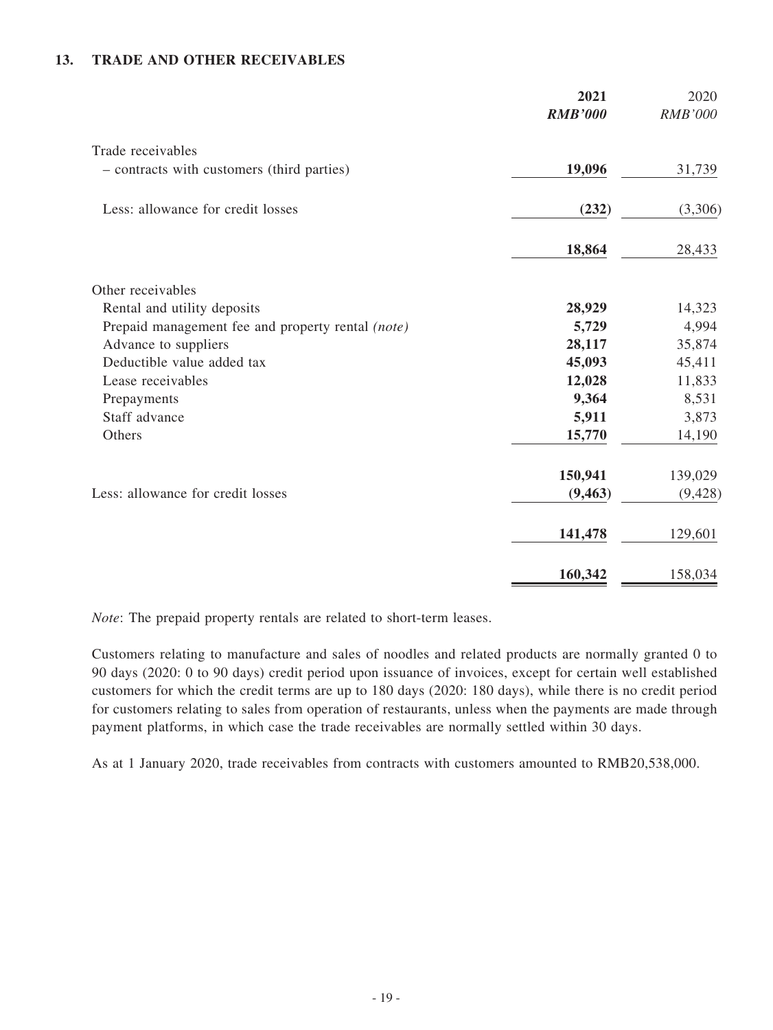### 13. TRADE AND OTHER RECEIVABLES

| | 2021 | 2020 |
|---|---|---|
| | *RMB'000* | *RMB'000* |
| Trade receivables | | |
| – contracts with customers (third parties) | **19,096** | 31,739 |
| Less: allowance for credit losses | **(232)** | (3,306) |
| | **18,864** | 28,433 |
| Other receivables | | |
| Rental and utility deposits | **28,929** | 14,323 |
| Prepaid management fee and property rental *(note)* | **5,729** | 4,994 |
| Advance to suppliers | **28,117** | 35,874 |
| Deductible value added tax | **45,093** | 45,411 |
| Lease receivables | **12,028** | 11,833 |
| Prepayments | **9,364** | 8,531 |
| Staff advance | **5,911** | 3,873 |
| Others | **15,770** | 14,190 |
| | **150,941** | 139,029 |
| Less: allowance for credit losses | **(9,463)** | (9,428) |
| | **141,478** | 129,601 |
| | **160,342** | 158,034 |

*Note*: The prepaid property rentals are related to short-term leases.

Customers relating to manufacture and sales of noodles and related products are normally granted 0 to 90 days (2020: 0 to 90 days) credit period upon issuance of invoices, except for certain well established customers for which the credit terms are up to 180 days (2020: 180 days), while there is no credit period for customers relating to sales from operation of restaurants, unless when the payments are made through payment platforms, in which case the trade receivables are normally settled within 30 days.

As at 1 January 2020, trade receivables from contracts with customers amounted to RMB20,538,000.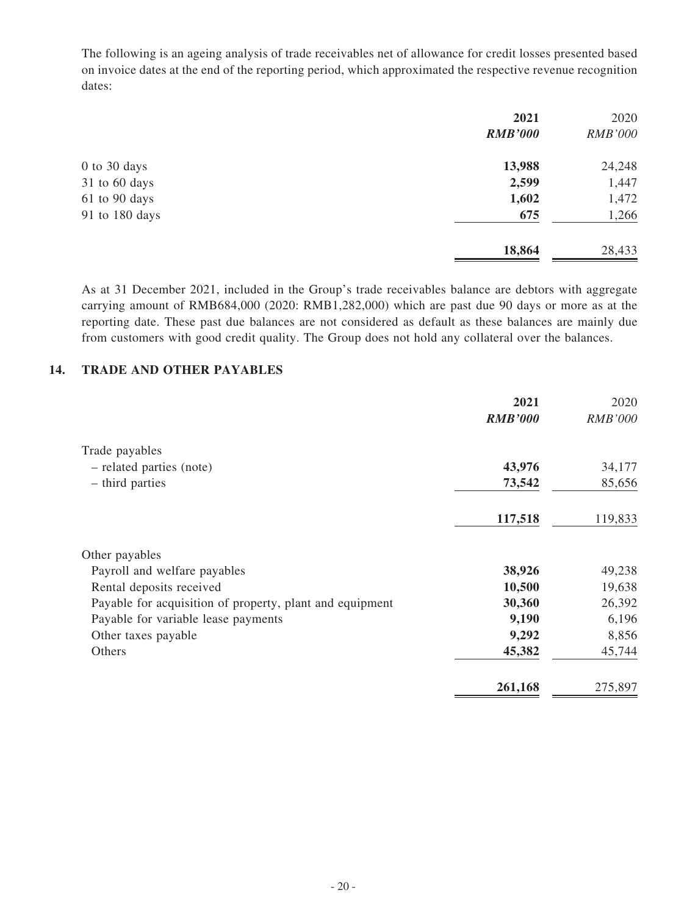The following is an ageing analysis of trade receivables net of allowance for credit losses presented based on invoice dates at the end of the reporting period, which approximated the respective revenue recognition dates:

| | 2021 | 2020 |
|---|---|---|
| | ***RMB'000*** | *RMB'000* |
| 0 to 30 days | **13,988** | 24,248 |
| 31 to 60 days | **2,599** | 1,447 |
| 61 to 90 days | **1,602** | 1,472 |
| 91 to 180 days | **675** | 1,266 |
| | **18,864** | 28,433 |

As at 31 December 2021, included in the Group's trade receivables balance are debtors with aggregate carrying amount of RMB684,000 (2020: RMB1,282,000) which are past due 90 days or more as at the reporting date. These past due balances are not considered as default as these balances are mainly due from customers with good credit quality. The Group does not hold any collateral over the balances.

## 14. TRADE AND OTHER PAYABLES

| | 2021 | 2020 |
|---|---|---|
| | ***RMB'000*** | *RMB'000* |
| Trade payables | | |
| – related parties (note) | **43,976** | 34,177 |
| – third parties | **73,542** | 85,656 |
| | **117,518** | 119,833 |
| Other payables | | |
| Payroll and welfare payables | **38,926** | 49,238 |
| Rental deposits received | **10,500** | 19,638 |
| Payable for acquisition of property, plant and equipment | **30,360** | 26,392 |
| Payable for variable lease payments | **9,190** | 6,196 |
| Other taxes payable | **9,292** | 8,856 |
| Others | **45,382** | 45,744 |
| | **261,168** | 275,897 |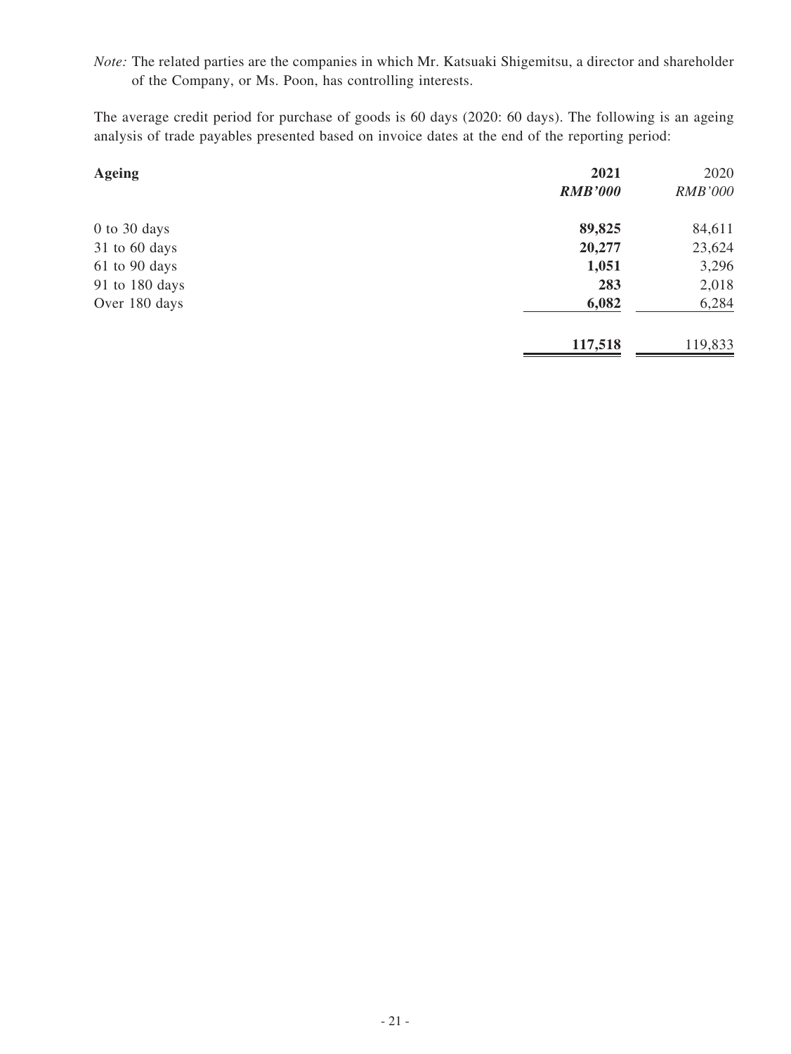*Note:* The related parties are the companies in which Mr. Katsuaki Shigemitsu, a director and shareholder of the Company, or Ms. Poon, has controlling interests.

The average credit period for purchase of goods is 60 days (2020: 60 days). The following is an ageing analysis of trade payables presented based on invoice dates at the end of the reporting period:

| **Ageing** | **2021** | 2020 |
|---|---|---|
| | ***RMB'000*** | *RMB'000* |
| 0 to 30 days | **89,825** | 84,611 |
| 31 to 60 days | **20,277** | 23,624 |
| 61 to 90 days | **1,051** | 3,296 |
| 91 to 180 days | **283** | 2,018 |
| Over 180 days | **6,082** | 6,284 |
| | **117,518** | 119,833 |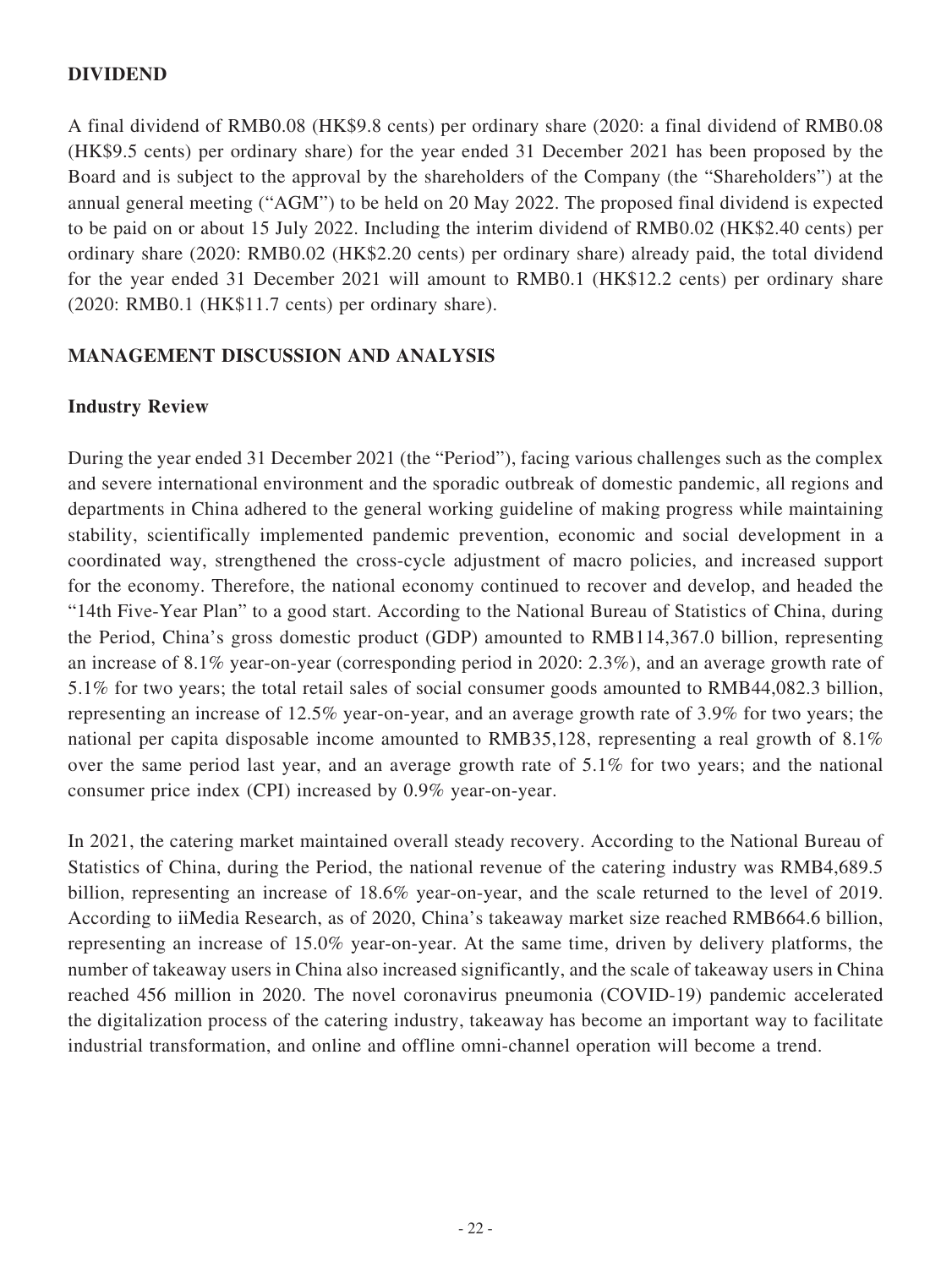## DIVIDEND

A final dividend of RMB0.08 (HK$9.8 cents) per ordinary share (2020: a final dividend of RMB0.08 (HK$9.5 cents) per ordinary share) for the year ended 31 December 2021 has been proposed by the Board and is subject to the approval by the shareholders of the Company (the "Shareholders") at the annual general meeting ("AGM") to be held on 20 May 2022. The proposed final dividend is expected to be paid on or about 15 July 2022. Including the interim dividend of RMB0.02 (HK$2.40 cents) per ordinary share (2020: RMB0.02 (HK$2.20 cents) per ordinary share) already paid, the total dividend for the year ended 31 December 2021 will amount to RMB0.1 (HK$12.2 cents) per ordinary share (2020: RMB0.1 (HK$11.7 cents) per ordinary share).

## MANAGEMENT DISCUSSION AND ANALYSIS

### Industry Review

During the year ended 31 December 2021 (the "Period"), facing various challenges such as the complex and severe international environment and the sporadic outbreak of domestic pandemic, all regions and departments in China adhered to the general working guideline of making progress while maintaining stability, scientifically implemented pandemic prevention, economic and social development in a coordinated way, strengthened the cross-cycle adjustment of macro policies, and increased support for the economy. Therefore, the national economy continued to recover and develop, and headed the "14th Five-Year Plan" to a good start. According to the National Bureau of Statistics of China, during the Period, China's gross domestic product (GDP) amounted to RMB114,367.0 billion, representing an increase of 8.1% year-on-year (corresponding period in 2020: 2.3%), and an average growth rate of 5.1% for two years; the total retail sales of social consumer goods amounted to RMB44,082.3 billion, representing an increase of 12.5% year-on-year, and an average growth rate of 3.9% for two years; the national per capita disposable income amounted to RMB35,128, representing a real growth of 8.1% over the same period last year, and an average growth rate of 5.1% for two years; and the national consumer price index (CPI) increased by 0.9% year-on-year.

In 2021, the catering market maintained overall steady recovery. According to the National Bureau of Statistics of China, during the Period, the national revenue of the catering industry was RMB4,689.5 billion, representing an increase of 18.6% year-on-year, and the scale returned to the level of 2019. According to iiMedia Research, as of 2020, China's takeaway market size reached RMB664.6 billion, representing an increase of 15.0% year-on-year. At the same time, driven by delivery platforms, the number of takeaway users in China also increased significantly, and the scale of takeaway users in China reached 456 million in 2020. The novel coronavirus pneumonia (COVID-19) pandemic accelerated the digitalization process of the catering industry, takeaway has become an important way to facilitate industrial transformation, and online and offline omni-channel operation will become a trend.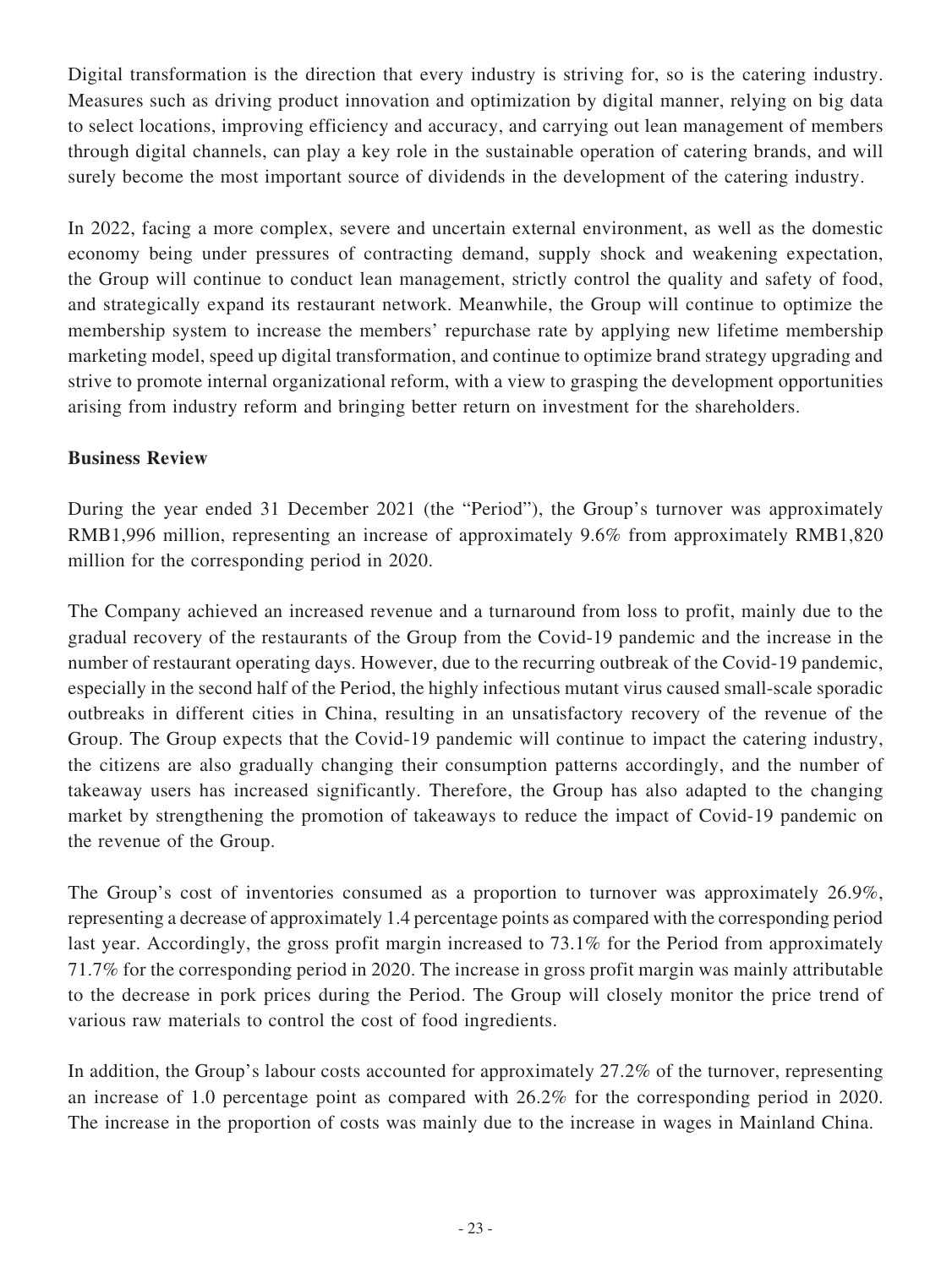Digital transformation is the direction that every industry is striving for, so is the catering industry. Measures such as driving product innovation and optimization by digital manner, relying on big data to select locations, improving efficiency and accuracy, and carrying out lean management of members through digital channels, can play a key role in the sustainable operation of catering brands, and will surely become the most important source of dividends in the development of the catering industry.

In 2022, facing a more complex, severe and uncertain external environment, as well as the domestic economy being under pressures of contracting demand, supply shock and weakening expectation, the Group will continue to conduct lean management, strictly control the quality and safety of food, and strategically expand its restaurant network. Meanwhile, the Group will continue to optimize the membership system to increase the members' repurchase rate by applying new lifetime membership marketing model, speed up digital transformation, and continue to optimize brand strategy upgrading and strive to promote internal organizational reform, with a view to grasping the development opportunities arising from industry reform and bringing better return on investment for the shareholders.

**Business Review**

During the year ended 31 December 2021 (the "Period"), the Group's turnover was approximately RMB1,996 million, representing an increase of approximately 9.6% from approximately RMB1,820 million for the corresponding period in 2020.

The Company achieved an increased revenue and a turnaround from loss to profit, mainly due to the gradual recovery of the restaurants of the Group from the Covid-19 pandemic and the increase in the number of restaurant operating days. However, due to the recurring outbreak of the Covid-19 pandemic, especially in the second half of the Period, the highly infectious mutant virus caused small-scale sporadic outbreaks in different cities in China, resulting in an unsatisfactory recovery of the revenue of the Group. The Group expects that the Covid-19 pandemic will continue to impact the catering industry, the citizens are also gradually changing their consumption patterns accordingly, and the number of takeaway users has increased significantly. Therefore, the Group has also adapted to the changing market by strengthening the promotion of takeaways to reduce the impact of Covid-19 pandemic on the revenue of the Group.

The Group's cost of inventories consumed as a proportion to turnover was approximately 26.9%, representing a decrease of approximately 1.4 percentage points as compared with the corresponding period last year. Accordingly, the gross profit margin increased to 73.1% for the Period from approximately 71.7% for the corresponding period in 2020. The increase in gross profit margin was mainly attributable to the decrease in pork prices during the Period. The Group will closely monitor the price trend of various raw materials to control the cost of food ingredients.

In addition, the Group's labour costs accounted for approximately 27.2% of the turnover, representing an increase of 1.0 percentage point as compared with 26.2% for the corresponding period in 2020. The increase in the proportion of costs was mainly due to the increase in wages in Mainland China.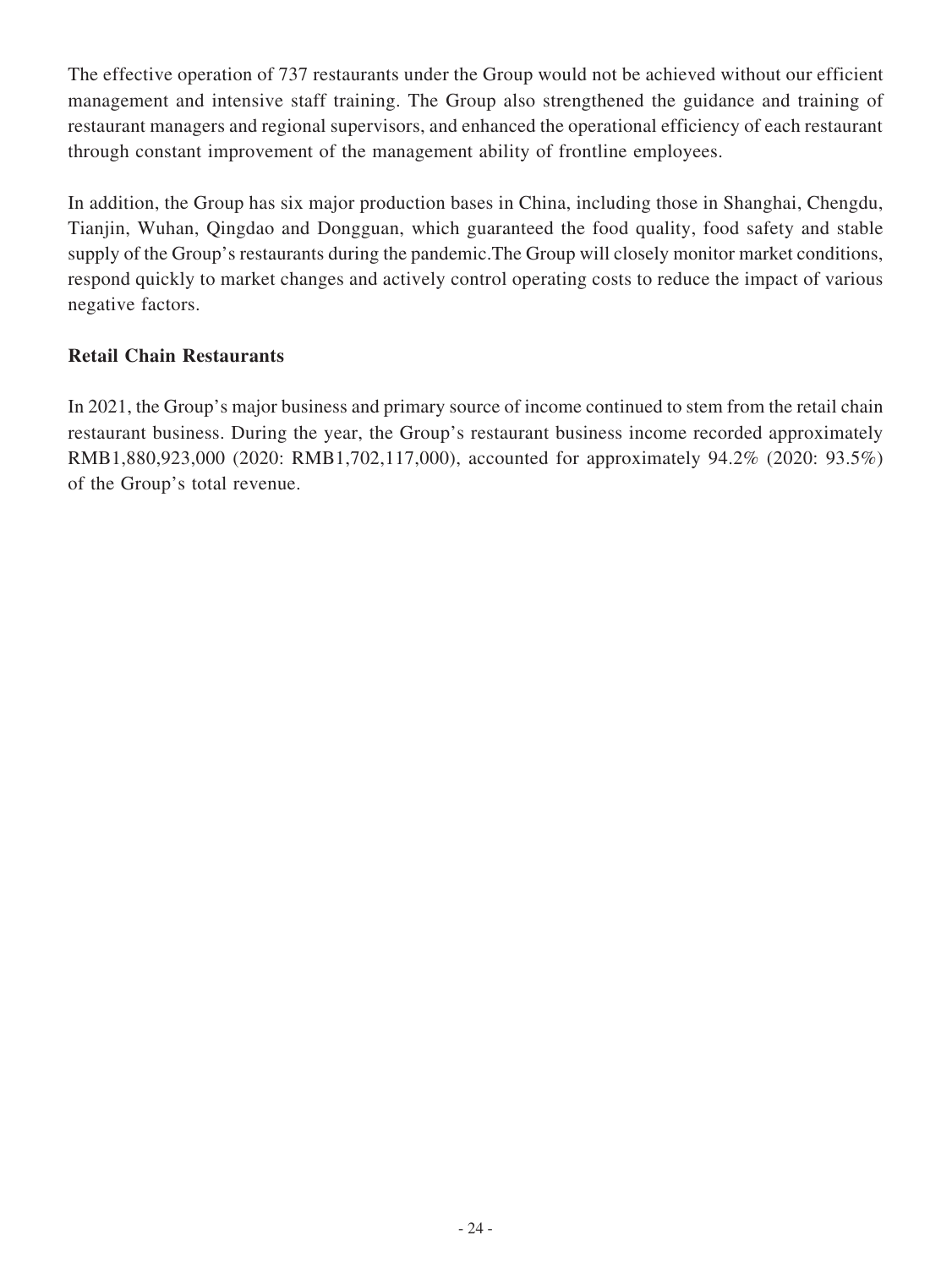The effective operation of 737 restaurants under the Group would not be achieved without our efficient management and intensive staff training. The Group also strengthened the guidance and training of restaurant managers and regional supervisors, and enhanced the operational efficiency of each restaurant through constant improvement of the management ability of frontline employees.

In addition, the Group has six major production bases in China, including those in Shanghai, Chengdu, Tianjin, Wuhan, Qingdao and Dongguan, which guaranteed the food quality, food safety and stable supply of the Group's restaurants during the pandemic.The Group will closely monitor market conditions, respond quickly to market changes and actively control operating costs to reduce the impact of various negative factors.

**Retail Chain Restaurants**

In 2021, the Group's major business and primary source of income continued to stem from the retail chain restaurant business. During the year, the Group's restaurant business income recorded approximately RMB1,880,923,000 (2020: RMB1,702,117,000), accounted for approximately 94.2% (2020: 93.5%) of the Group's total revenue.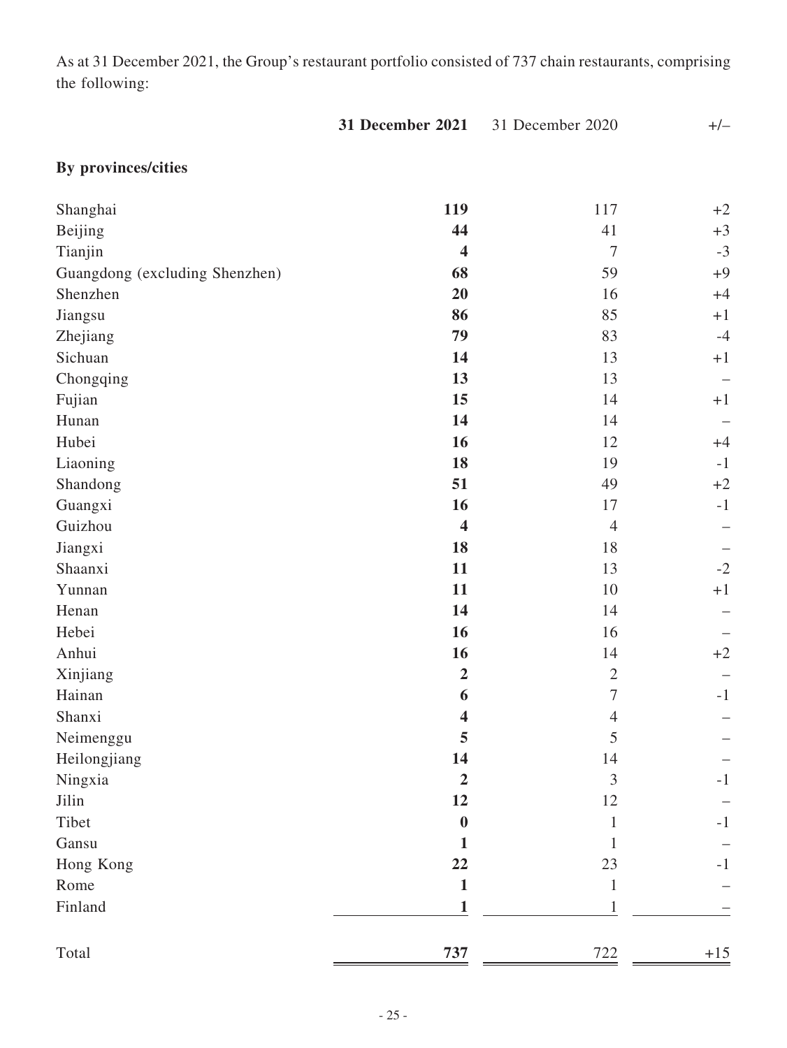As at 31 December 2021, the Group's restaurant portfolio consisted of 737 chain restaurants, comprising the following:

| | **31 December 2021** | 31 December 2020 | +/– |
|---|---|---|---|
| **By provinces/cities** | | | |
| Shanghai | **119** | 117 | +2 |
| Beijing | **44** | 41 | +3 |
| Tianjin | **4** | 7 | -3 |
| Guangdong (excluding Shenzhen) | **68** | 59 | +9 |
| Shenzhen | **20** | 16 | +4 |
| Jiangsu | **86** | 85 | +1 |
| Zhejiang | **79** | 83 | -4 |
| Sichuan | **14** | 13 | +1 |
| Chongqing | **13** | 13 | – |
| Fujian | **15** | 14 | +1 |
| Hunan | **14** | 14 | – |
| Hubei | **16** | 12 | +4 |
| Liaoning | **18** | 19 | -1 |
| Shandong | **51** | 49 | +2 |
| Guangxi | **16** | 17 | -1 |
| Guizhou | **4** | 4 | – |
| Jiangxi | **18** | 18 | – |
| Shaanxi | **11** | 13 | -2 |
| Yunnan | **11** | 10 | +1 |
| Henan | **14** | 14 | – |
| Hebei | **16** | 16 | – |
| Anhui | **16** | 14 | +2 |
| Xinjiang | **2** | 2 | – |
| Hainan | **6** | 7 | -1 |
| Shanxi | **4** | 4 | – |
| Neimenggu | **5** | 5 | – |
| Heilongjiang | **14** | 14 | – |
| Ningxia | **2** | 3 | -1 |
| Jilin | **12** | 12 | – |
| Tibet | **0** | 1 | -1 |
| Gansu | **1** | 1 | – |
| Hong Kong | **22** | 23 | -1 |
| Rome | **1** | 1 | – |
| Finland | **1** | 1 | – |
| Total | **737** | 722 | +15 |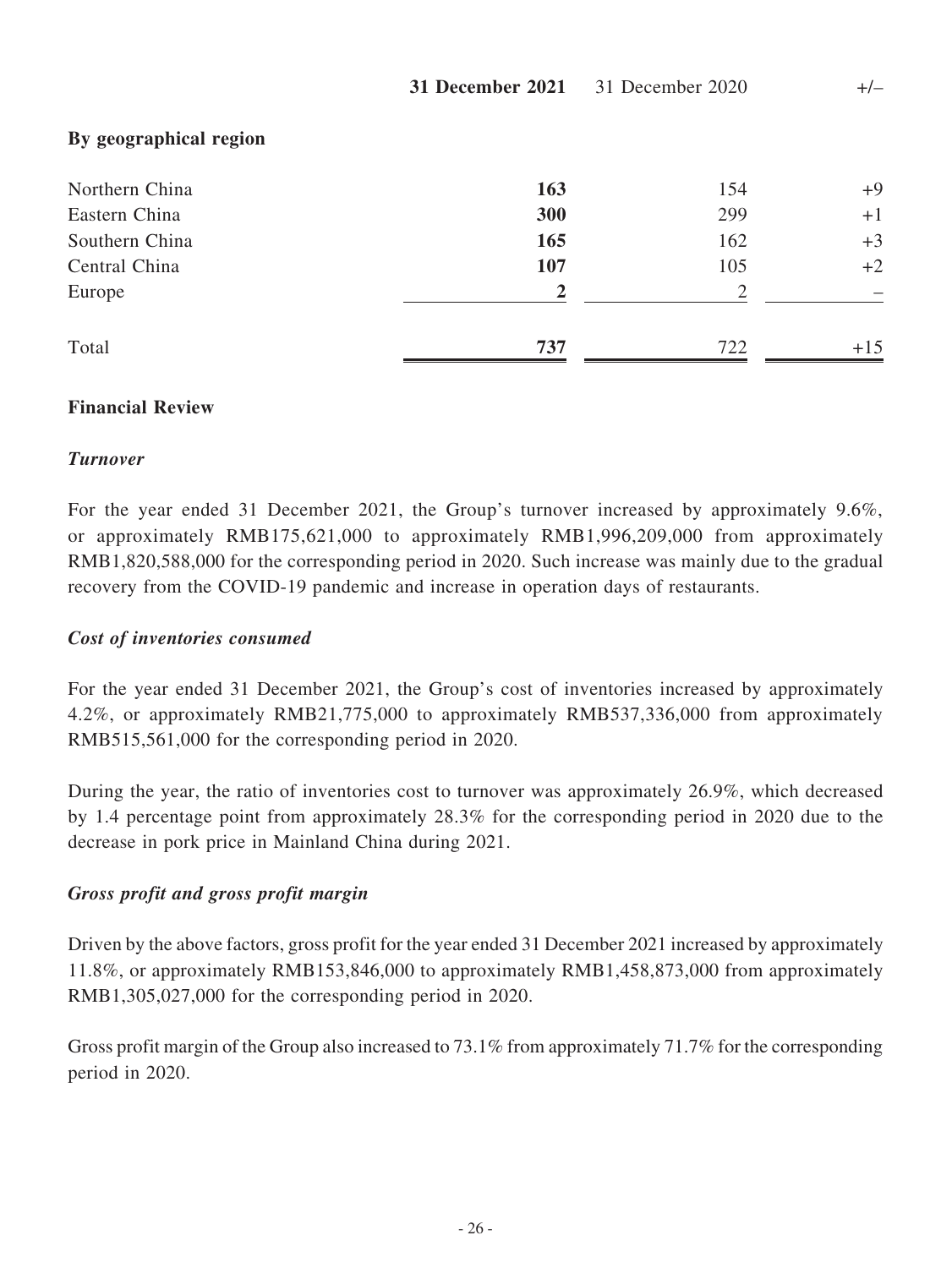| | **31 December 2021** | 31 December 2020 | +/– |
|---|---|---|---|
| **By geographical region** | | | |
| Northern China | **163** | 154 | +9 |
| Eastern China | **300** | 299 | +1 |
| Southern China | **165** | 162 | +3 |
| Central China | **107** | 105 | +2 |
| Europe | **2** | 2 | – |
| Total | **737** | 722 | +15 |

## Financial Review

### *Turnover*

For the year ended 31 December 2021, the Group's turnover increased by approximately 9.6%, or approximately RMB175,621,000 to approximately RMB1,996,209,000 from approximately RMB1,820,588,000 for the corresponding period in 2020. Such increase was mainly due to the gradual recovery from the COVID-19 pandemic and increase in operation days of restaurants.

### *Cost of inventories consumed*

For the year ended 31 December 2021, the Group's cost of inventories increased by approximately 4.2%, or approximately RMB21,775,000 to approximately RMB537,336,000 from approximately RMB515,561,000 for the corresponding period in 2020.

During the year, the ratio of inventories cost to turnover was approximately 26.9%, which decreased by 1.4 percentage point from approximately 28.3% for the corresponding period in 2020 due to the decrease in pork price in Mainland China during 2021.

### *Gross profit and gross profit margin*

Driven by the above factors, gross profit for the year ended 31 December 2021 increased by approximately 11.8%, or approximately RMB153,846,000 to approximately RMB1,458,873,000 from approximately RMB1,305,027,000 for the corresponding period in 2020.

Gross profit margin of the Group also increased to 73.1% from approximately 71.7% for the corresponding period in 2020.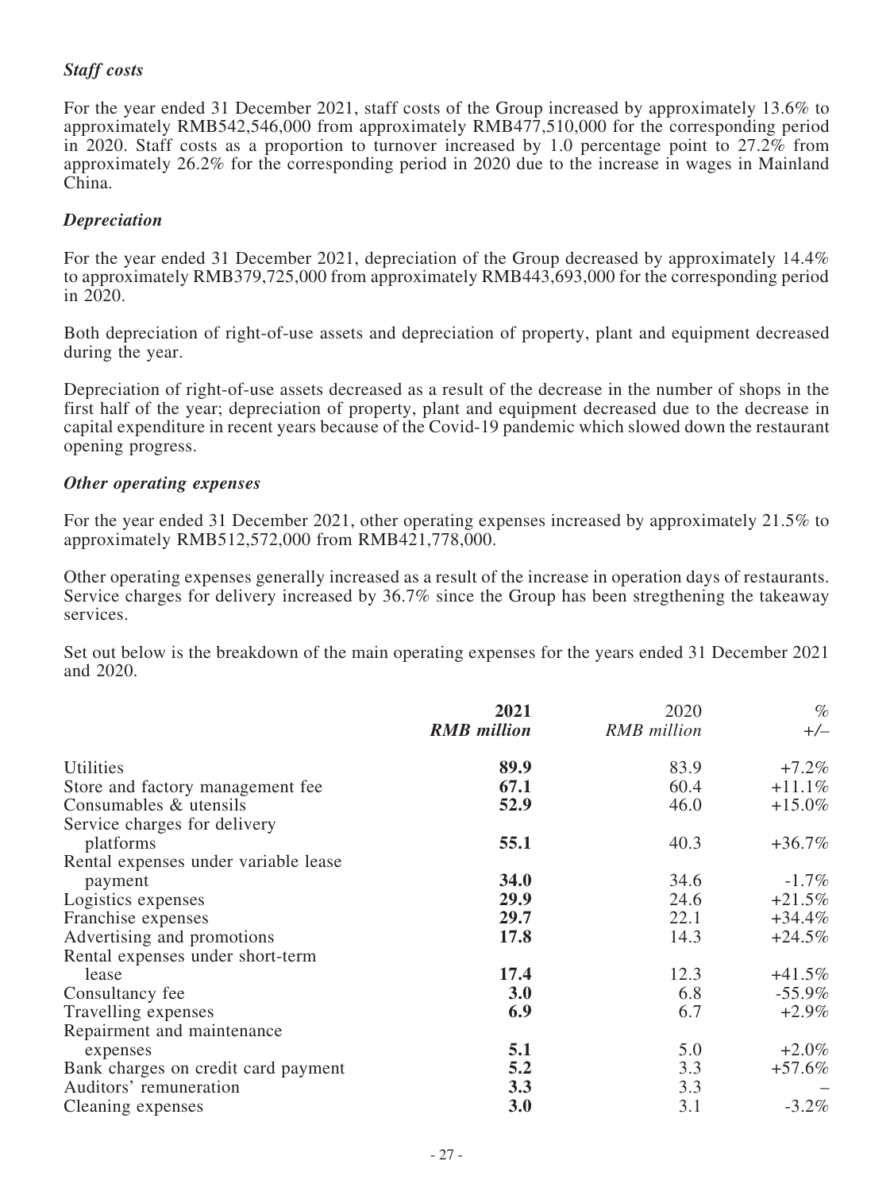### *Staff costs*

For the year ended 31 December 2021, staff costs of the Group increased by approximately 13.6% to approximately RMB542,546,000 from approximately RMB477,510,000 for the corresponding period in 2020. Staff costs as a proportion to turnover increased by 1.0 percentage point to 27.2% from approximately 26.2% for the corresponding period in 2020 due to the increase in wages in Mainland China.

### *Depreciation*

For the year ended 31 December 2021, depreciation of the Group decreased by approximately 14.4% to approximately RMB379,725,000 from approximately RMB443,693,000 for the corresponding period in 2020.

Both depreciation of right-of-use assets and depreciation of property, plant and equipment decreased during the year.

Depreciation of right-of-use assets decreased as a result of the decrease in the number of shops in the first half of the year; depreciation of property, plant and equipment decreased due to the decrease in capital expenditure in recent years because of the Covid-19 pandemic which slowed down the restaurant opening progress.

### *Other operating expenses*

For the year ended 31 December 2021, other operating expenses increased by approximately 21.5% to approximately RMB512,572,000 from RMB421,778,000.

Other operating expenses generally increased as a result of the increase in operation days of restaurants. Service charges for delivery increased by 36.7% since the Group has been stregthening the takeaway services.

Set out below is the breakdown of the main operating expenses for the years ended 31 December 2021 and 2020.

| | **2021** *RMB million* | 2020 *RMB million* | % +/– |
|---|---|---|---|
| Utilities | **89.9** | 83.9 | +7.2% |
| Store and factory management fee | **67.1** | 60.4 | +11.1% |
| Consumables & utensils | **52.9** | 46.0 | +15.0% |
| Service charges for delivery platforms | **55.1** | 40.3 | +36.7% |
| Rental expenses under variable lease payment | **34.0** | 34.6 | -1.7% |
| Logistics expenses | **29.9** | 24.6 | +21.5% |
| Franchise expenses | **29.7** | 22.1 | +34.4% |
| Advertising and promotions | **17.8** | 14.3 | +24.5% |
| Rental expenses under short-term lease | **17.4** | 12.3 | +41.5% |
| Consultancy fee | **3.0** | 6.8 | -55.9% |
| Travelling expenses | **6.9** | 6.7 | +2.9% |
| Repairment and maintenance expenses | **5.1** | 5.0 | +2.0% |
| Bank charges on credit card payment | **5.2** | 3.3 | +57.6% |
| Auditors' remuneration | **3.3** | 3.3 | – |
| Cleaning expenses | **3.0** | 3.1 | -3.2% |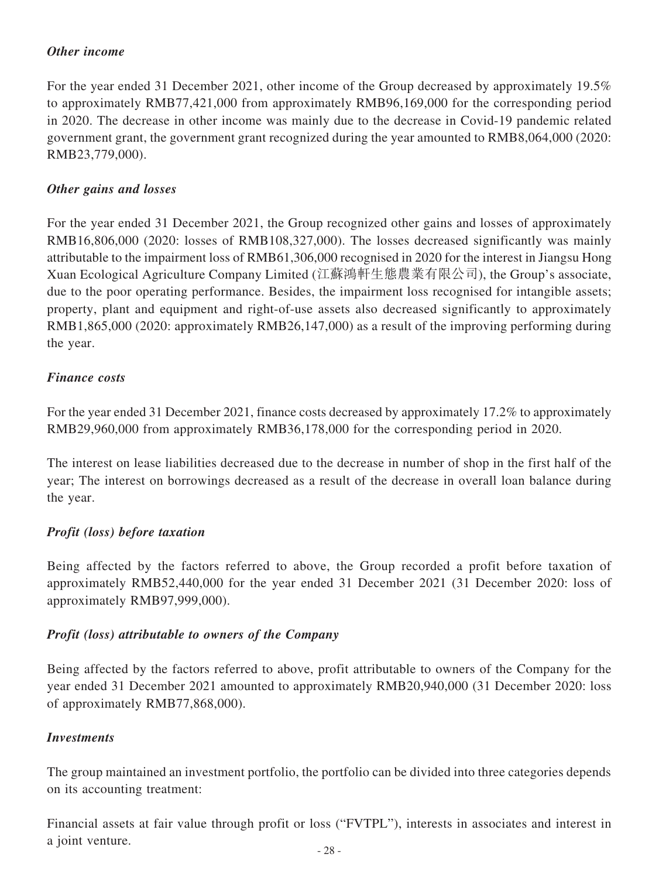### *Other income*

For the year ended 31 December 2021, other income of the Group decreased by approximately 19.5% to approximately RMB77,421,000 from approximately RMB96,169,000 for the corresponding period in 2020. The decrease in other income was mainly due to the decrease in Covid-19 pandemic related government grant, the government grant recognized during the year amounted to RMB8,064,000 (2020: RMB23,779,000).

### *Other gains and losses*

For the year ended 31 December 2021, the Group recognized other gains and losses of approximately RMB16,806,000 (2020: losses of RMB108,327,000). The losses decreased significantly was mainly attributable to the impairment loss of RMB61,306,000 recognised in 2020 for the interest in Jiangsu Hong Xuan Ecological Agriculture Company Limited (江蘇鴻軒生態農業有限公司), the Group's associate, due to the poor operating performance. Besides, the impairment loss recognised for intangible assets; property, plant and equipment and right-of-use assets also decreased significantly to approximately RMB1,865,000 (2020: approximately RMB26,147,000) as a result of the improving performing during the year.

### *Finance costs*

For the year ended 31 December 2021, finance costs decreased by approximately 17.2% to approximately RMB29,960,000 from approximately RMB36,178,000 for the corresponding period in 2020.

The interest on lease liabilities decreased due to the decrease in number of shop in the first half of the year; The interest on borrowings decreased as a result of the decrease in overall loan balance during the year.

### *Profit (loss) before taxation*

Being affected by the factors referred to above, the Group recorded a profit before taxation of approximately RMB52,440,000 for the year ended 31 December 2021 (31 December 2020: loss of approximately RMB97,999,000).

### *Profit (loss) attributable to owners of the Company*

Being affected by the factors referred to above, profit attributable to owners of the Company for the year ended 31 December 2021 amounted to approximately RMB20,940,000 (31 December 2020: loss of approximately RMB77,868,000).

### *Investments*

The group maintained an investment portfolio, the portfolio can be divided into three categories depends on its accounting treatment:

Financial assets at fair value through profit or loss ("FVTPL"), interests in associates and interest in a joint venture.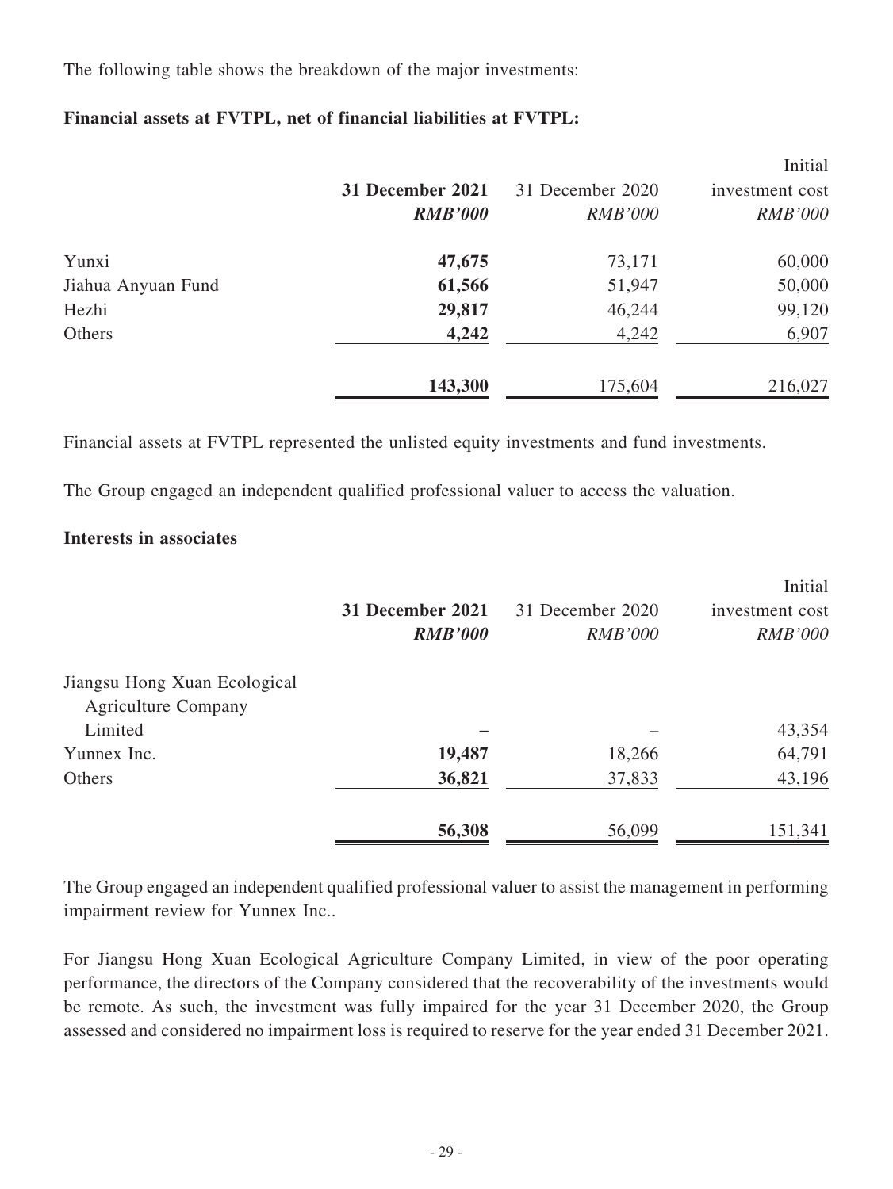The following table shows the breakdown of the major investments:

**Financial assets at FVTPL, net of financial liabilities at FVTPL:**

| | **31 December 2021** | 31 December 2020 | Initial investment cost |
|---|---|---|---|
| | ***RMB'000*** | *RMB'000* | *RMB'000* |
| Yunxi | **47,675** | 73,171 | 60,000 |
| Jiahua Anyuan Fund | **61,566** | 51,947 | 50,000 |
| Hezhi | **29,817** | 46,244 | 99,120 |
| Others | **4,242** | 4,242 | 6,907 |
| | **143,300** | 175,604 | 216,027 |

Financial assets at FVTPL represented the unlisted equity investments and fund investments.

The Group engaged an independent qualified professional valuer to access the valuation.

**Interests in associates**

| | **31 December 2021** | 31 December 2020 | Initial investment cost |
|---|---|---|---|
| | ***RMB'000*** | *RMB'000* | *RMB'000* |
| Jiangsu Hong Xuan Ecological Agriculture Company Limited | **–** | – | 43,354 |
| Yunnex Inc. | **19,487** | 18,266 | 64,791 |
| Others | **36,821** | 37,833 | 43,196 |
| | **56,308** | 56,099 | 151,341 |

The Group engaged an independent qualified professional valuer to assist the management in performing impairment review for Yunnex Inc..

For Jiangsu Hong Xuan Ecological Agriculture Company Limited, in view of the poor operating performance, the directors of the Company considered that the recoverability of the investments would be remote. As such, the investment was fully impaired for the year 31 December 2020, the Group assessed and considered no impairment loss is required to reserve for the year ended 31 December 2021.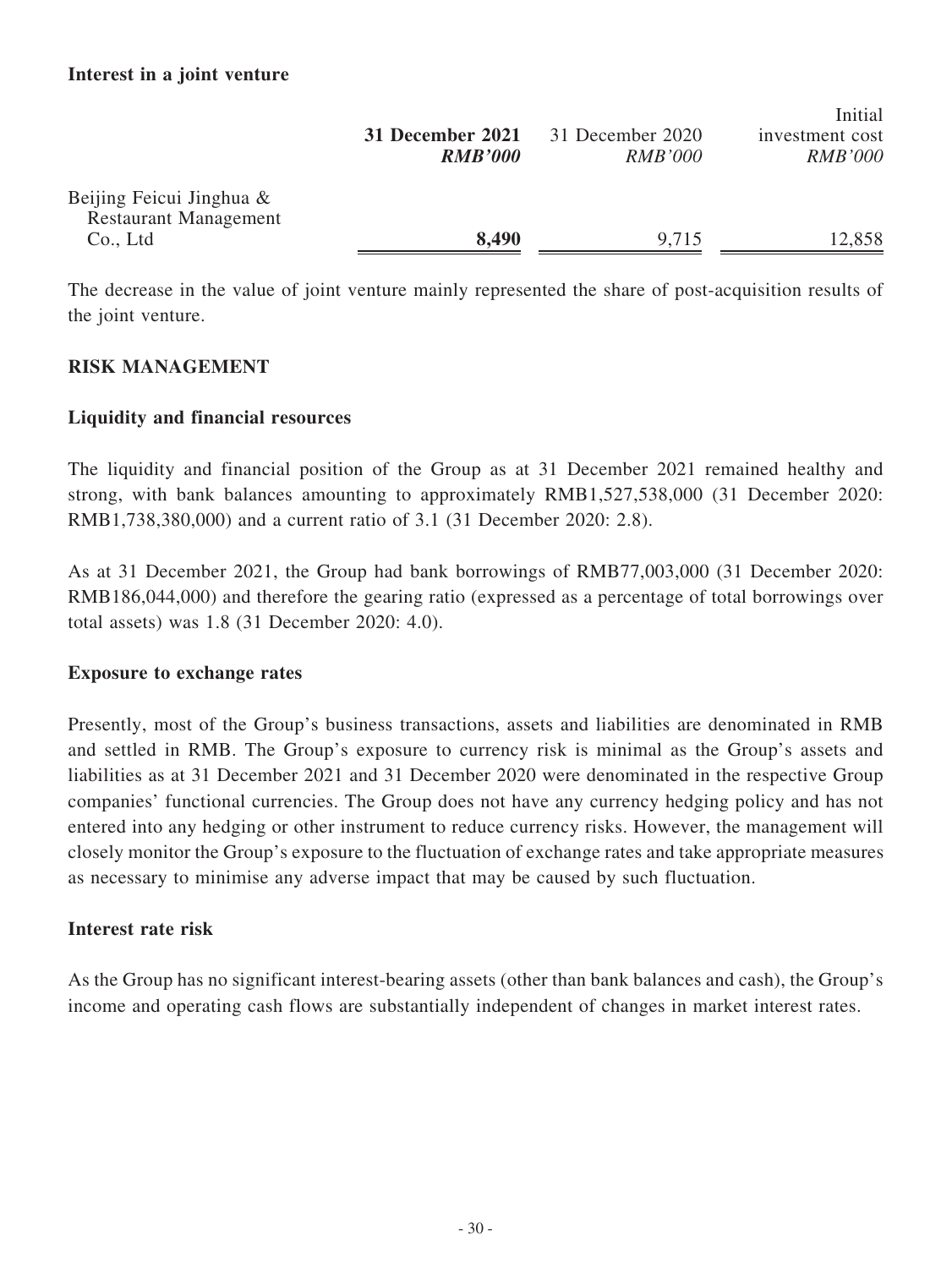**Interest in a joint venture**

| | **31 December 2021** | 31 December 2020 | Initial investment cost |
|---|---|---|---|
| | ***RMB'000*** | *RMB'000* | *RMB'000* |
| Beijing Feicui Jinghua & Restaurant Management Co., Ltd | **8,490** | 9,715 | 12,858 |

The decrease in the value of joint venture mainly represented the share of post-acquisition results of the joint venture.

## RISK MANAGEMENT

### Liquidity and financial resources

The liquidity and financial position of the Group as at 31 December 2021 remained healthy and strong, with bank balances amounting to approximately RMB1,527,538,000 (31 December 2020: RMB1,738,380,000) and a current ratio of 3.1 (31 December 2020: 2.8).

As at 31 December 2021, the Group had bank borrowings of RMB77,003,000 (31 December 2020: RMB186,044,000) and therefore the gearing ratio (expressed as a percentage of total borrowings over total assets) was 1.8 (31 December 2020: 4.0).

### Exposure to exchange rates

Presently, most of the Group's business transactions, assets and liabilities are denominated in RMB and settled in RMB. The Group's exposure to currency risk is minimal as the Group's assets and liabilities as at 31 December 2021 and 31 December 2020 were denominated in the respective Group companies' functional currencies. The Group does not have any currency hedging policy and has not entered into any hedging or other instrument to reduce currency risks. However, the management will closely monitor the Group's exposure to the fluctuation of exchange rates and take appropriate measures as necessary to minimise any adverse impact that may be caused by such fluctuation.

### Interest rate risk

As the Group has no significant interest-bearing assets (other than bank balances and cash), the Group's income and operating cash flows are substantially independent of changes in market interest rates.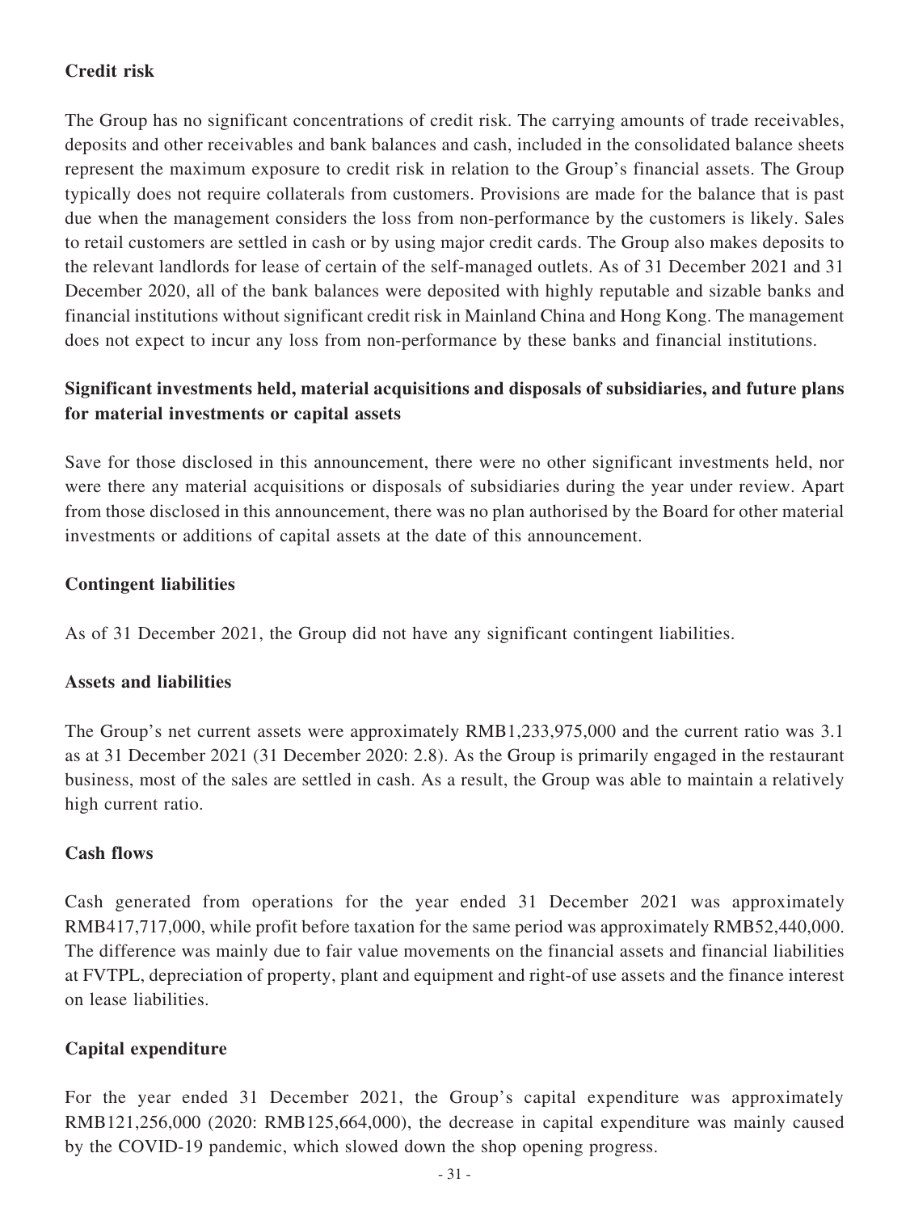**Credit risk**

The Group has no significant concentrations of credit risk. The carrying amounts of trade receivables, deposits and other receivables and bank balances and cash, included in the consolidated balance sheets represent the maximum exposure to credit risk in relation to the Group's financial assets. The Group typically does not require collaterals from customers. Provisions are made for the balance that is past due when the management considers the loss from non-performance by the customers is likely. Sales to retail customers are settled in cash or by using major credit cards. The Group also makes deposits to the relevant landlords for lease of certain of the self-managed outlets. As of 31 December 2021 and 31 December 2020, all of the bank balances were deposited with highly reputable and sizable banks and financial institutions without significant credit risk in Mainland China and Hong Kong. The management does not expect to incur any loss from non-performance by these banks and financial institutions.

**Significant investments held, material acquisitions and disposals of subsidiaries, and future plans for material investments or capital assets**

Save for those disclosed in this announcement, there were no other significant investments held, nor were there any material acquisitions or disposals of subsidiaries during the year under review. Apart from those disclosed in this announcement, there was no plan authorised by the Board for other material investments or additions of capital assets at the date of this announcement.

**Contingent liabilities**

As of 31 December 2021, the Group did not have any significant contingent liabilities.

**Assets and liabilities**

The Group's net current assets were approximately RMB1,233,975,000 and the current ratio was 3.1 as at 31 December 2021 (31 December 2020: 2.8). As the Group is primarily engaged in the restaurant business, most of the sales are settled in cash. As a result, the Group was able to maintain a relatively high current ratio.

**Cash flows**

Cash generated from operations for the year ended 31 December 2021 was approximately RMB417,717,000, while profit before taxation for the same period was approximately RMB52,440,000. The difference was mainly due to fair value movements on the financial assets and financial liabilities at FVTPL, depreciation of property, plant and equipment and right-of use assets and the finance interest on lease liabilities.

**Capital expenditure**

For the year ended 31 December 2021, the Group's capital expenditure was approximately RMB121,256,000 (2020: RMB125,664,000), the decrease in capital expenditure was mainly caused by the COVID-19 pandemic, which slowed down the shop opening progress.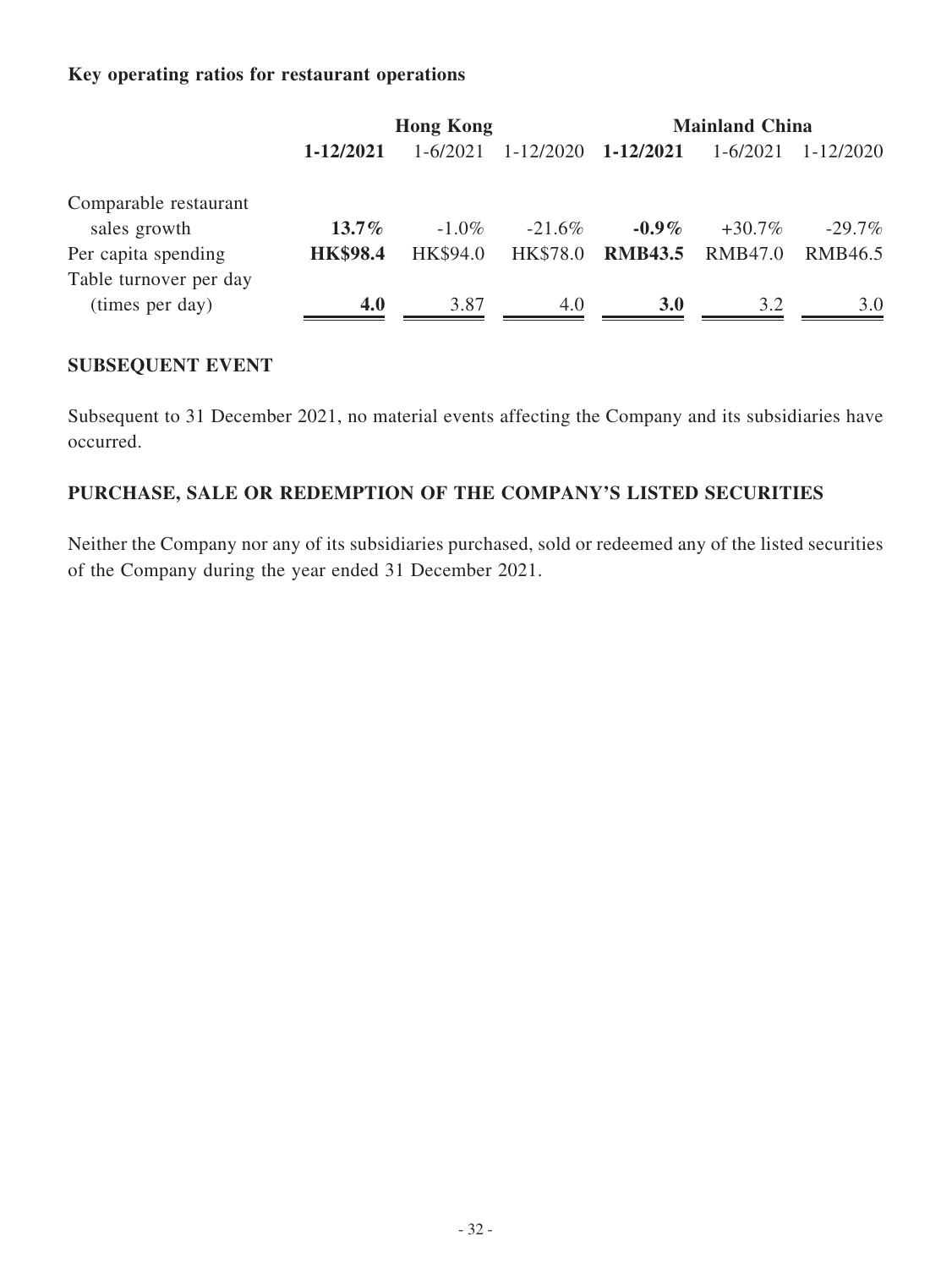**Key operating ratios for restaurant operations**

| | Hong Kong | | | Mainland China | | |
|---|---|---|---|---|---|---|
| | **1-12/2021** | 1-6/2021 | 1-12/2020 | **1-12/2021** | 1-6/2021 | 1-12/2020 |
| Comparable restaurant sales growth | **13.7%** | -1.0% | -21.6% | **-0.9%** | +30.7% | -29.7% |
| Per capita spending | **HK$98.4** | HK$94.0 | HK$78.0 | **RMB43.5** | RMB47.0 | RMB46.5 |
| Table turnover per day (times per day) | **4.0** | 3.87 | 4.0 | **3.0** | 3.2 | 3.0 |

## SUBSEQUENT EVENT

Subsequent to 31 December 2021, no material events affecting the Company and its subsidiaries have occurred.

## PURCHASE, SALE OR REDEMPTION OF THE COMPANY'S LISTED SECURITIES

Neither the Company nor any of its subsidiaries purchased, sold or redeemed any of the listed securities of the Company during the year ended 31 December 2021.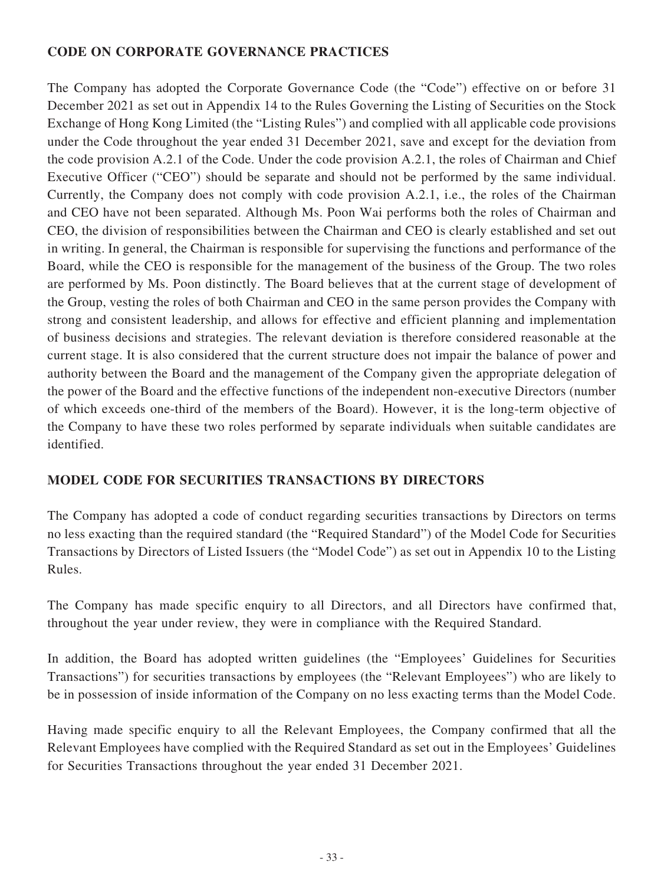## CODE ON CORPORATE GOVERNANCE PRACTICES

The Company has adopted the Corporate Governance Code (the "Code") effective on or before 31 December 2021 as set out in Appendix 14 to the Rules Governing the Listing of Securities on the Stock Exchange of Hong Kong Limited (the "Listing Rules") and complied with all applicable code provisions under the Code throughout the year ended 31 December 2021, save and except for the deviation from the code provision A.2.1 of the Code. Under the code provision A.2.1, the roles of Chairman and Chief Executive Officer ("CEO") should be separate and should not be performed by the same individual. Currently, the Company does not comply with code provision A.2.1, i.e., the roles of the Chairman and CEO have not been separated. Although Ms. Poon Wai performs both the roles of Chairman and CEO, the division of responsibilities between the Chairman and CEO is clearly established and set out in writing. In general, the Chairman is responsible for supervising the functions and performance of the Board, while the CEO is responsible for the management of the business of the Group. The two roles are performed by Ms. Poon distinctly. The Board believes that at the current stage of development of the Group, vesting the roles of both Chairman and CEO in the same person provides the Company with strong and consistent leadership, and allows for effective and efficient planning and implementation of business decisions and strategies. The relevant deviation is therefore considered reasonable at the current stage. It is also considered that the current structure does not impair the balance of power and authority between the Board and the management of the Company given the appropriate delegation of the power of the Board and the effective functions of the independent non-executive Directors (number of which exceeds one-third of the members of the Board). However, it is the long-term objective of the Company to have these two roles performed by separate individuals when suitable candidates are identified.

## MODEL CODE FOR SECURITIES TRANSACTIONS BY DIRECTORS

The Company has adopted a code of conduct regarding securities transactions by Directors on terms no less exacting than the required standard (the "Required Standard") of the Model Code for Securities Transactions by Directors of Listed Issuers (the "Model Code") as set out in Appendix 10 to the Listing Rules.

The Company has made specific enquiry to all Directors, and all Directors have confirmed that, throughout the year under review, they were in compliance with the Required Standard.

In addition, the Board has adopted written guidelines (the "Employees' Guidelines for Securities Transactions") for securities transactions by employees (the "Relevant Employees") who are likely to be in possession of inside information of the Company on no less exacting terms than the Model Code.

Having made specific enquiry to all the Relevant Employees, the Company confirmed that all the Relevant Employees have complied with the Required Standard as set out in the Employees' Guidelines for Securities Transactions throughout the year ended 31 December 2021.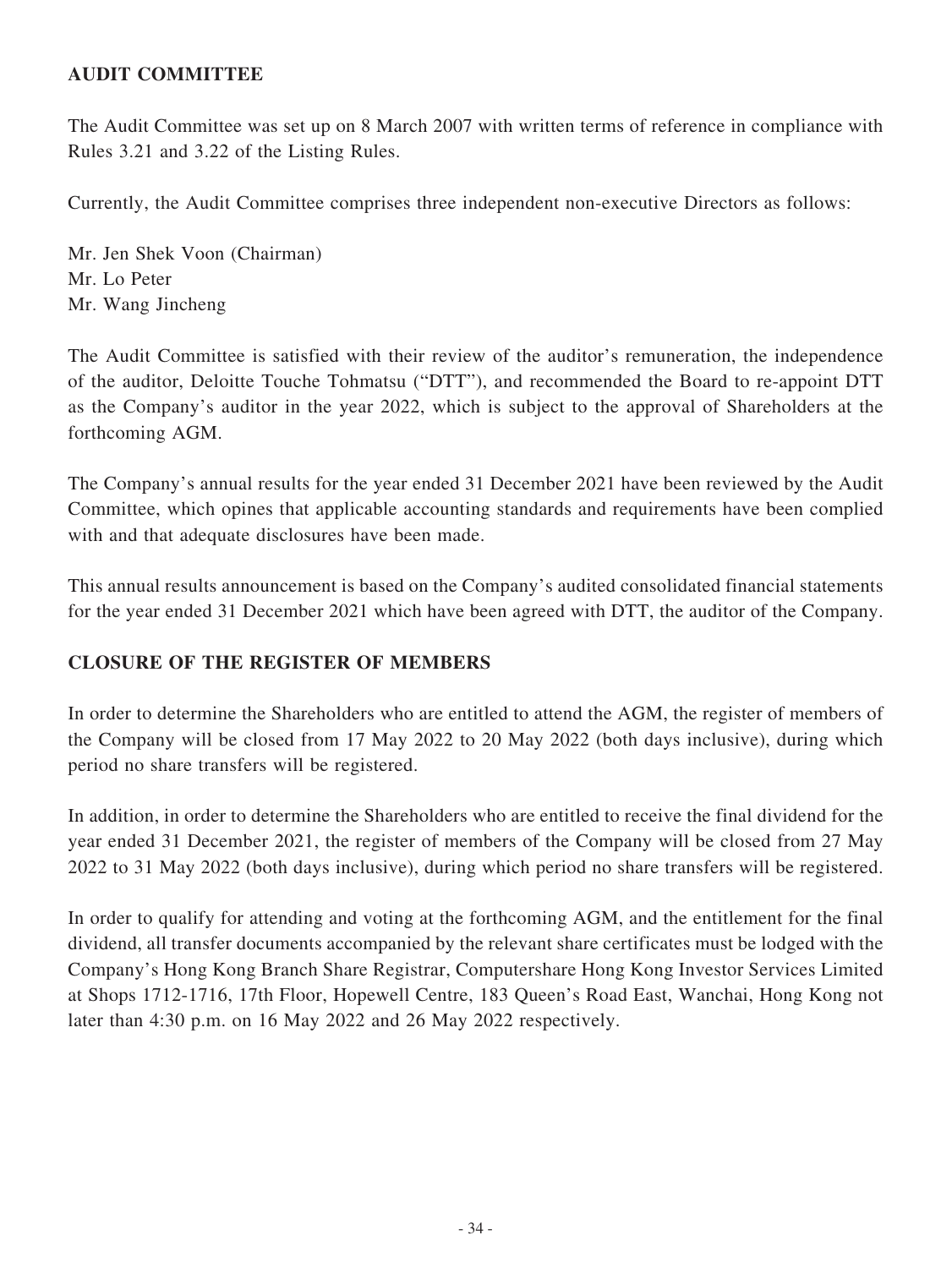## AUDIT COMMITTEE

The Audit Committee was set up on 8 March 2007 with written terms of reference in compliance with Rules 3.21 and 3.22 of the Listing Rules.

Currently, the Audit Committee comprises three independent non-executive Directors as follows:

Mr. Jen Shek Voon (Chairman)
Mr. Lo Peter
Mr. Wang Jincheng

The Audit Committee is satisfied with their review of the auditor's remuneration, the independence of the auditor, Deloitte Touche Tohmatsu ("DTT"), and recommended the Board to re-appoint DTT as the Company's auditor in the year 2022, which is subject to the approval of Shareholders at the forthcoming AGM.

The Company's annual results for the year ended 31 December 2021 have been reviewed by the Audit Committee, which opines that applicable accounting standards and requirements have been complied with and that adequate disclosures have been made.

This annual results announcement is based on the Company's audited consolidated financial statements for the year ended 31 December 2021 which have been agreed with DTT, the auditor of the Company.

## CLOSURE OF THE REGISTER OF MEMBERS

In order to determine the Shareholders who are entitled to attend the AGM, the register of members of the Company will be closed from 17 May 2022 to 20 May 2022 (both days inclusive), during which period no share transfers will be registered.

In addition, in order to determine the Shareholders who are entitled to receive the final dividend for the year ended 31 December 2021, the register of members of the Company will be closed from 27 May 2022 to 31 May 2022 (both days inclusive), during which period no share transfers will be registered.

In order to qualify for attending and voting at the forthcoming AGM, and the entitlement for the final dividend, all transfer documents accompanied by the relevant share certificates must be lodged with the Company's Hong Kong Branch Share Registrar, Computershare Hong Kong Investor Services Limited at Shops 1712-1716, 17th Floor, Hopewell Centre, 183 Queen's Road East, Wanchai, Hong Kong not later than 4:30 p.m. on 16 May 2022 and 26 May 2022 respectively.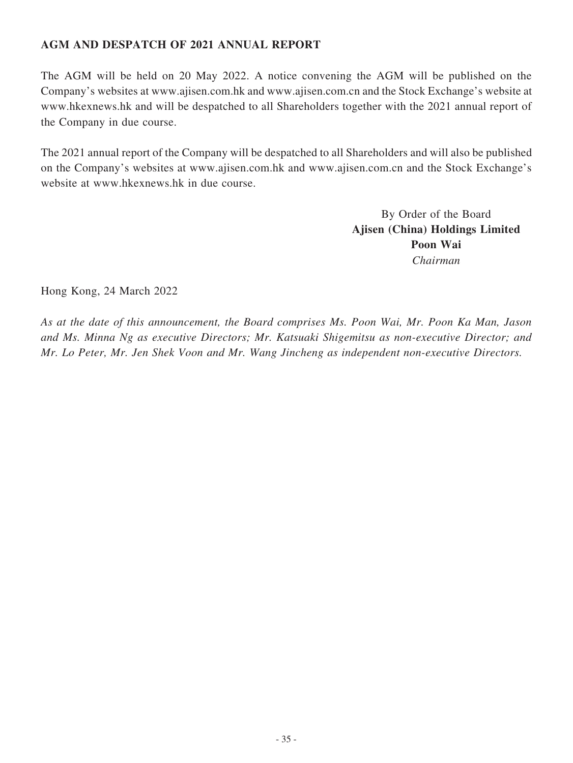## AGM AND DESPATCH OF 2021 ANNUAL REPORT

The AGM will be held on 20 May 2022. A notice convening the AGM will be published on the Company's websites at www.ajisen.com.hk and www.ajisen.com.cn and the Stock Exchange's website at www.hkexnews.hk and will be despatched to all Shareholders together with the 2021 annual report of the Company in due course.

The 2021 annual report of the Company will be despatched to all Shareholders and will also be published on the Company's websites at www.ajisen.com.hk and www.ajisen.com.cn and the Stock Exchange's website at www.hkexnews.hk in due course.

By Order of the Board
**Ajisen (China) Holdings Limited**
**Poon Wai**
*Chairman*

Hong Kong, 24 March 2022

*As at the date of this announcement, the Board comprises Ms. Poon Wai, Mr. Poon Ka Man, Jason and Ms. Minna Ng as executive Directors; Mr. Katsuaki Shigemitsu as non-executive Director; and Mr. Lo Peter, Mr. Jen Shek Voon and Mr. Wang Jincheng as independent non-executive Directors.*